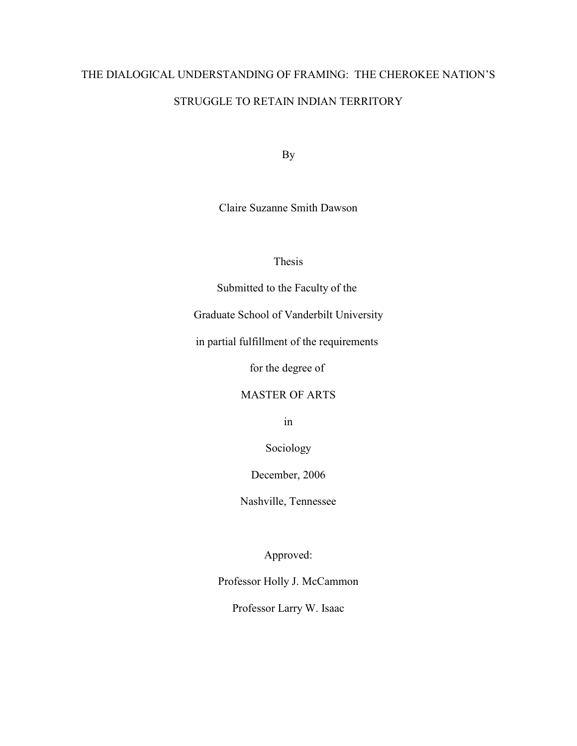# THE DIALOGICAL UNDERSTANDING OF FRAMING: THE CHEROKEE NATION'S STRUGGLE TO RETAIN INDIAN TERRITORY

By

Claire Suzanne Smith Dawson

Thesis

Submitted to the Faculty of the

Graduate School of Vanderbilt University

in partial fulfillment of the requirements

for the degree of

MASTER OF ARTS

in

Sociology

December, 2006

Nashville, Tennessee

Approved:

Professor Holly J. McCammon

Professor Larry W. Isaac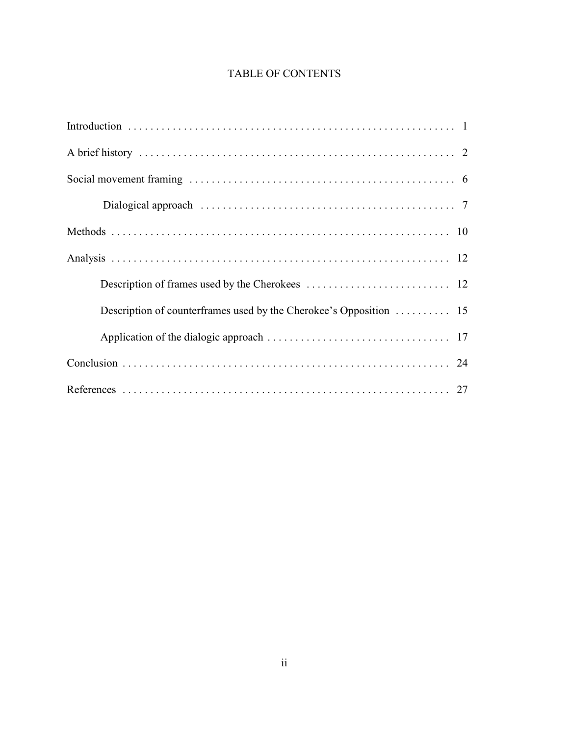# TABLE OF CONTENTS

Introduction . . . . . . . . . . . . . . . . . . . . . . . . . . . . . . . . . . . . . . . . . . . . . . . . . . . . . . . . . . 1

A brief history . . . . . . . . . . . . . . . . . . . . . . . . . . . . . . . . . . . . . . . . . . . . . . . . . . . . . . . . . 2

Social movement framing . . . . . . . . . . . . . . . . . . . . . . . . . . . . . . . . . . . . . . . . . . . . . . . . 6

  Dialogical approach . . . . . . . . . . . . . . . . . . . . . . . . . . . . . . . . . . . . . . . . . . . . . . 7

Methods . . . . . . . . . . . . . . . . . . . . . . . . . . . . . . . . . . . . . . . . . . . . . . . . . . . . . . . . . . . . . 10

Analysis . . . . . . . . . . . . . . . . . . . . . . . . . . . . . . . . . . . . . . . . . . . . . . . . . . . . . . . . . . . . . 12

  Description of frames used by the Cherokees . . . . . . . . . . . . . . . . . . . . . . . . . . 12

  Description of counterframes used by the Cherokee's Opposition . . . . . . . . . . 15

  Application of the dialogic approach . . . . . . . . . . . . . . . . . . . . . . . . . . . . . . . . . 17

Conclusion . . . . . . . . . . . . . . . . . . . . . . . . . . . . . . . . . . . . . . . . . . . . . . . . . . . . . . . . . . . 24

References . . . . . . . . . . . . . . . . . . . . . . . . . . . . . . . . . . . . . . . . . . . . . . . . . . . . . . . . . . . 27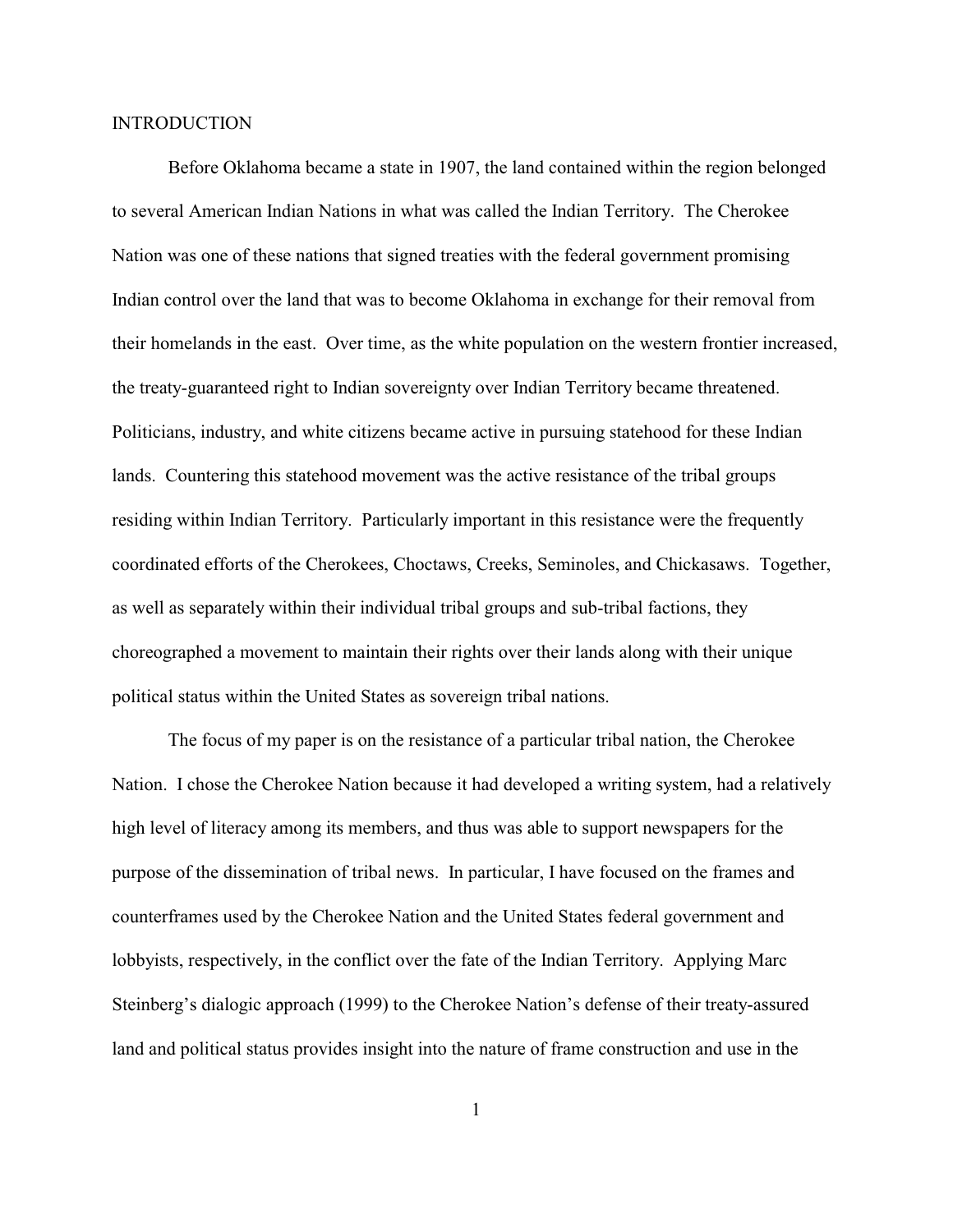# INTRODUCTION

Before Oklahoma became a state in 1907, the land contained within the region belonged to several American Indian Nations in what was called the Indian Territory. The Cherokee Nation was one of these nations that signed treaties with the federal government promising Indian control over the land that was to become Oklahoma in exchange for their removal from their homelands in the east. Over time, as the white population on the western frontier increased, the treaty-guaranteed right to Indian sovereignty over Indian Territory became threatened. Politicians, industry, and white citizens became active in pursuing statehood for these Indian lands. Countering this statehood movement was the active resistance of the tribal groups residing within Indian Territory. Particularly important in this resistance were the frequently coordinated efforts of the Cherokees, Choctaws, Creeks, Seminoles, and Chickasaws. Together, as well as separately within their individual tribal groups and sub-tribal factions, they choreographed a movement to maintain their rights over their lands along with their unique political status within the United States as sovereign tribal nations.

The focus of my paper is on the resistance of a particular tribal nation, the Cherokee Nation. I chose the Cherokee Nation because it had developed a writing system, had a relatively high level of literacy among its members, and thus was able to support newspapers for the purpose of the dissemination of tribal news. In particular, I have focused on the frames and counterframes used by the Cherokee Nation and the United States federal government and lobbyists, respectively, in the conflict over the fate of the Indian Territory. Applying Marc Steinberg's dialogic approach (1999) to the Cherokee Nation's defense of their treaty-assured land and political status provides insight into the nature of frame construction and use in the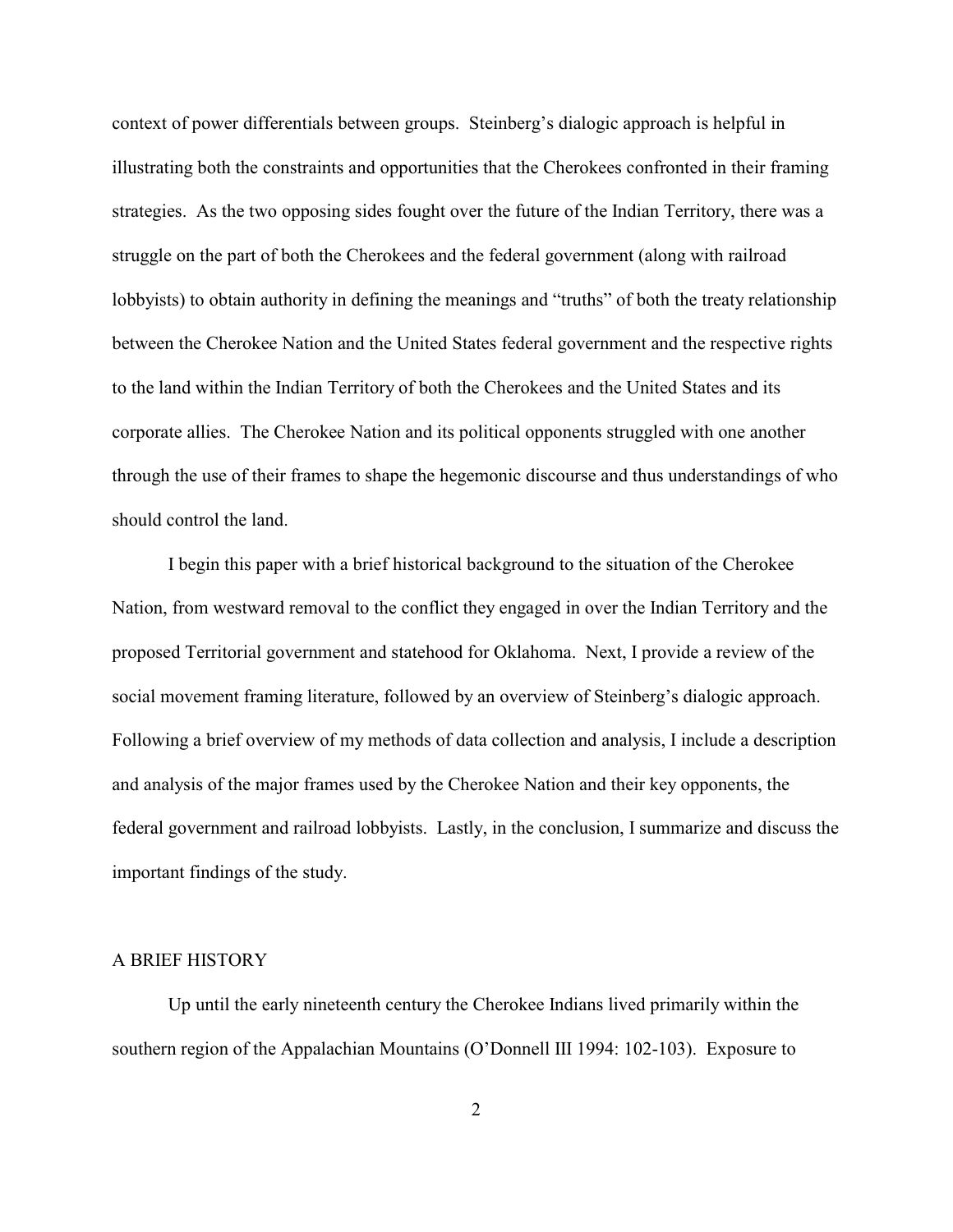context of power differentials between groups. Steinberg's dialogic approach is helpful in illustrating both the constraints and opportunities that the Cherokees confronted in their framing strategies. As the two opposing sides fought over the future of the Indian Territory, there was a struggle on the part of both the Cherokees and the federal government (along with railroad lobbyists) to obtain authority in defining the meanings and "truths" of both the treaty relationship between the Cherokee Nation and the United States federal government and the respective rights to the land within the Indian Territory of both the Cherokees and the United States and its corporate allies. The Cherokee Nation and its political opponents struggled with one another through the use of their frames to shape the hegemonic discourse and thus understandings of who should control the land.

I begin this paper with a brief historical background to the situation of the Cherokee Nation, from westward removal to the conflict they engaged in over the Indian Territory and the proposed Territorial government and statehood for Oklahoma. Next, I provide a review of the social movement framing literature, followed by an overview of Steinberg's dialogic approach. Following a brief overview of my methods of data collection and analysis, I include a description and analysis of the major frames used by the Cherokee Nation and their key opponents, the federal government and railroad lobbyists. Lastly, in the conclusion, I summarize and discuss the important findings of the study.

## A BRIEF HISTORY

Up until the early nineteenth century the Cherokee Indians lived primarily within the southern region of the Appalachian Mountains (O'Donnell III 1994: 102-103). Exposure to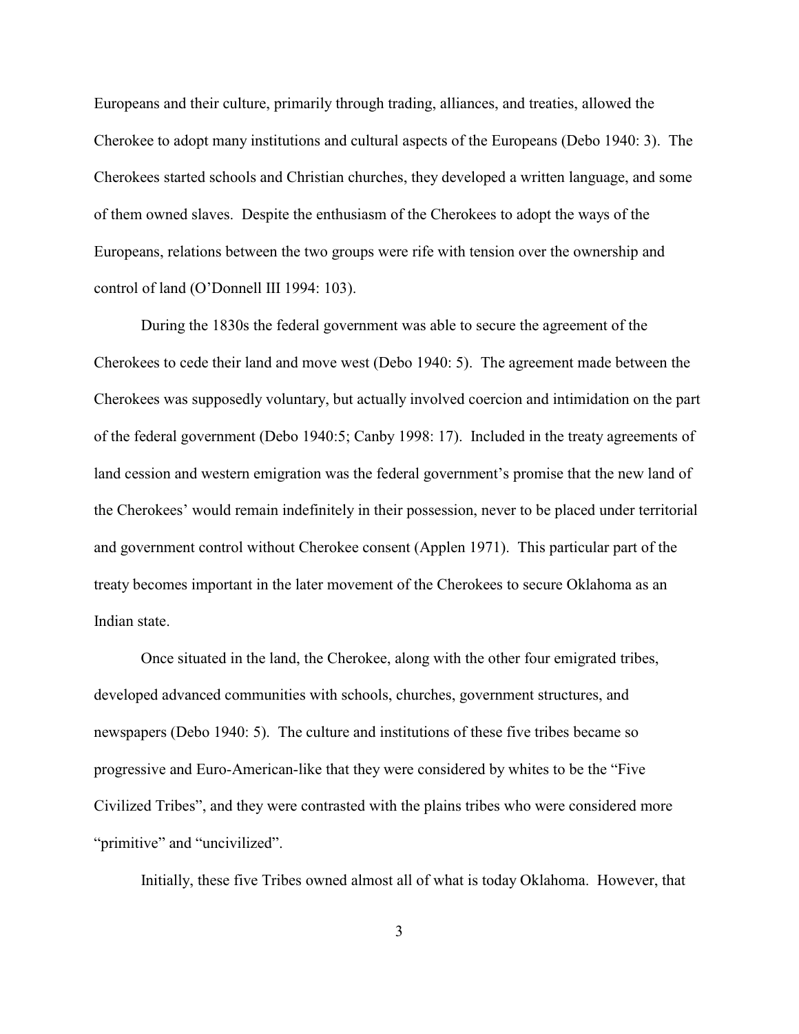Europeans and their culture, primarily through trading, alliances, and treaties, allowed the Cherokee to adopt many institutions and cultural aspects of the Europeans (Debo 1940: 3). The Cherokees started schools and Christian churches, they developed a written language, and some of them owned slaves. Despite the enthusiasm of the Cherokees to adopt the ways of the Europeans, relations between the two groups were rife with tension over the ownership and control of land (O'Donnell III 1994: 103).

During the 1830s the federal government was able to secure the agreement of the Cherokees to cede their land and move west (Debo 1940: 5). The agreement made between the Cherokees was supposedly voluntary, but actually involved coercion and intimidation on the part of the federal government (Debo 1940:5; Canby 1998: 17). Included in the treaty agreements of land cession and western emigration was the federal government's promise that the new land of the Cherokees' would remain indefinitely in their possession, never to be placed under territorial and government control without Cherokee consent (Applen 1971). This particular part of the treaty becomes important in the later movement of the Cherokees to secure Oklahoma as an Indian state.

Once situated in the land, the Cherokee, along with the other four emigrated tribes, developed advanced communities with schools, churches, government structures, and newspapers (Debo 1940: 5). The culture and institutions of these five tribes became so progressive and Euro-American-like that they were considered by whites to be the "Five Civilized Tribes", and they were contrasted with the plains tribes who were considered more "primitive" and "uncivilized".

Initially, these five Tribes owned almost all of what is today Oklahoma. However, that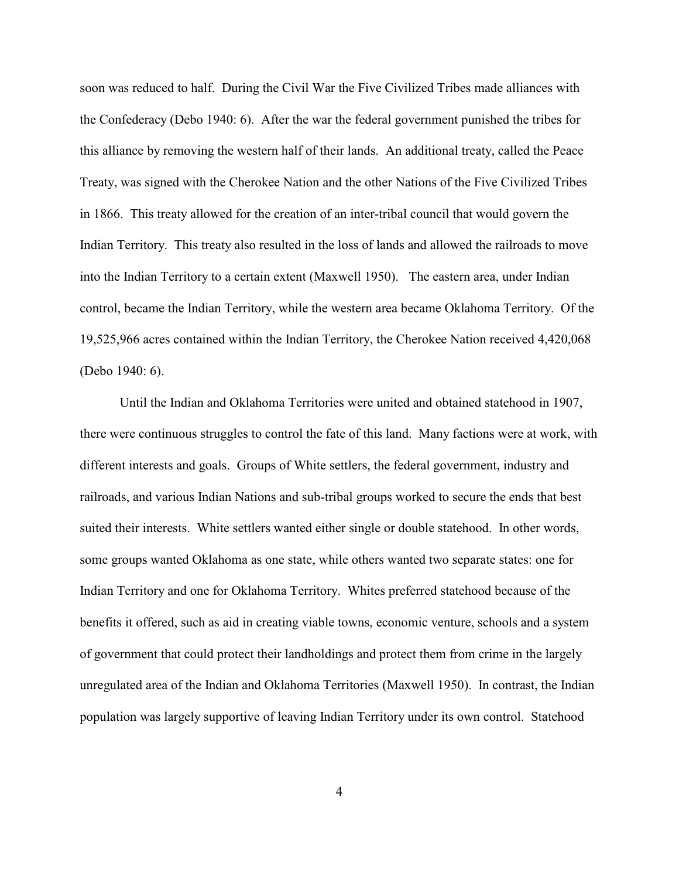soon was reduced to half. During the Civil War the Five Civilized Tribes made alliances with the Confederacy (Debo 1940: 6). After the war the federal government punished the tribes for this alliance by removing the western half of their lands. An additional treaty, called the Peace Treaty, was signed with the Cherokee Nation and the other Nations of the Five Civilized Tribes in 1866. This treaty allowed for the creation of an inter-tribal council that would govern the Indian Territory. This treaty also resulted in the loss of lands and allowed the railroads to move into the Indian Territory to a certain extent (Maxwell 1950). The eastern area, under Indian control, became the Indian Territory, while the western area became Oklahoma Territory. Of the 19,525,966 acres contained within the Indian Territory, the Cherokee Nation received 4,420,068 (Debo 1940: 6).

Until the Indian and Oklahoma Territories were united and obtained statehood in 1907, there were continuous struggles to control the fate of this land. Many factions were at work, with different interests and goals. Groups of White settlers, the federal government, industry and railroads, and various Indian Nations and sub-tribal groups worked to secure the ends that best suited their interests. White settlers wanted either single or double statehood. In other words, some groups wanted Oklahoma as one state, while others wanted two separate states: one for Indian Territory and one for Oklahoma Territory. Whites preferred statehood because of the benefits it offered, such as aid in creating viable towns, economic venture, schools and a system of government that could protect their landholdings and protect them from crime in the largely unregulated area of the Indian and Oklahoma Territories (Maxwell 1950). In contrast, the Indian population was largely supportive of leaving Indian Territory under its own control. Statehood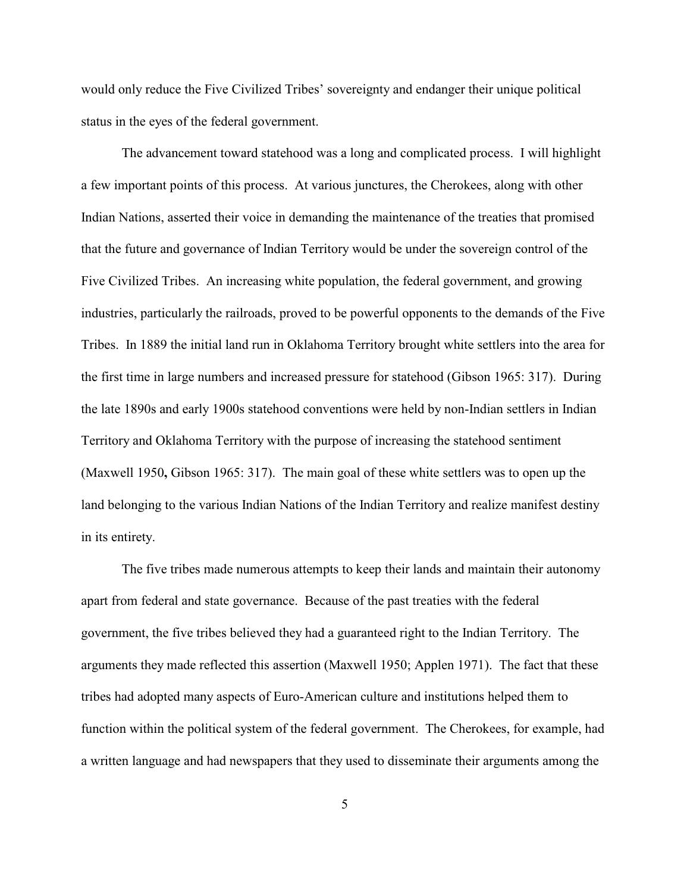would only reduce the Five Civilized Tribes' sovereignty and endanger their unique political status in the eyes of the federal government.

The advancement toward statehood was a long and complicated process. I will highlight a few important points of this process. At various junctures, the Cherokees, along with other Indian Nations, asserted their voice in demanding the maintenance of the treaties that promised that the future and governance of Indian Territory would be under the sovereign control of the Five Civilized Tribes. An increasing white population, the federal government, and growing industries, particularly the railroads, proved to be powerful opponents to the demands of the Five Tribes. In 1889 the initial land run in Oklahoma Territory brought white settlers into the area for the first time in large numbers and increased pressure for statehood (Gibson 1965: 317). During the late 1890s and early 1900s statehood conventions were held by non-Indian settlers in Indian Territory and Oklahoma Territory with the purpose of increasing the statehood sentiment (Maxwell 1950**,** Gibson 1965: 317). The main goal of these white settlers was to open up the land belonging to the various Indian Nations of the Indian Territory and realize manifest destiny in its entirety.

The five tribes made numerous attempts to keep their lands and maintain their autonomy apart from federal and state governance. Because of the past treaties with the federal government, the five tribes believed they had a guaranteed right to the Indian Territory. The arguments they made reflected this assertion (Maxwell 1950; Applen 1971). The fact that these tribes had adopted many aspects of Euro-American culture and institutions helped them to function within the political system of the federal government. The Cherokees, for example, had a written language and had newspapers that they used to disseminate their arguments among the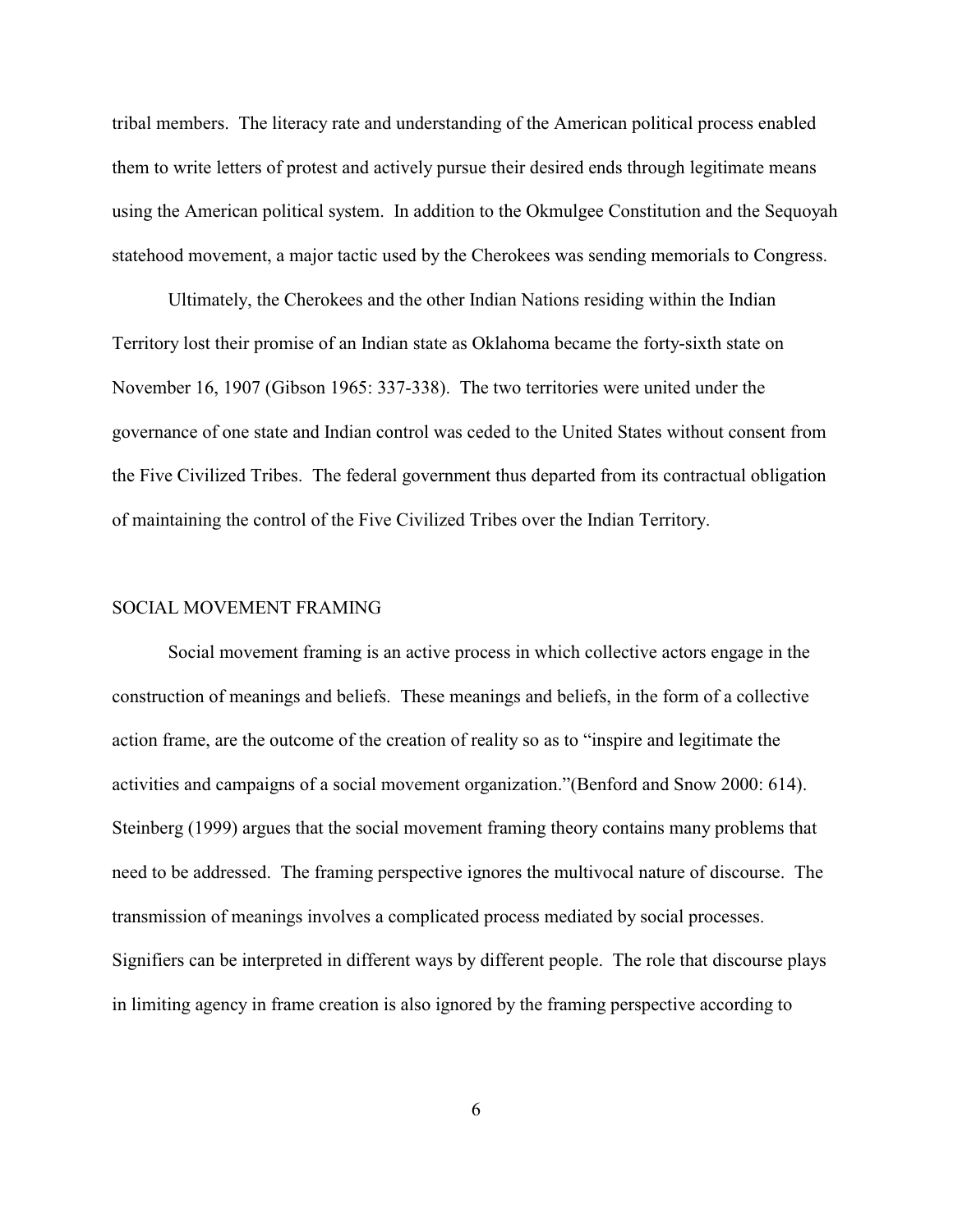tribal members. The literacy rate and understanding of the American political process enabled them to write letters of protest and actively pursue their desired ends through legitimate means using the American political system. In addition to the Okmulgee Constitution and the Sequoyah statehood movement, a major tactic used by the Cherokees was sending memorials to Congress.

Ultimately, the Cherokees and the other Indian Nations residing within the Indian Territory lost their promise of an Indian state as Oklahoma became the forty-sixth state on November 16, 1907 (Gibson 1965: 337-338). The two territories were united under the governance of one state and Indian control was ceded to the United States without consent from the Five Civilized Tribes. The federal government thus departed from its contractual obligation of maintaining the control of the Five Civilized Tribes over the Indian Territory.

## SOCIAL MOVEMENT FRAMING

Social movement framing is an active process in which collective actors engage in the construction of meanings and beliefs. These meanings and beliefs, in the form of a collective action frame, are the outcome of the creation of reality so as to "inspire and legitimate the activities and campaigns of a social movement organization."(Benford and Snow 2000: 614). Steinberg (1999) argues that the social movement framing theory contains many problems that need to be addressed. The framing perspective ignores the multivocal nature of discourse. The transmission of meanings involves a complicated process mediated by social processes. Signifiers can be interpreted in different ways by different people. The role that discourse plays in limiting agency in frame creation is also ignored by the framing perspective according to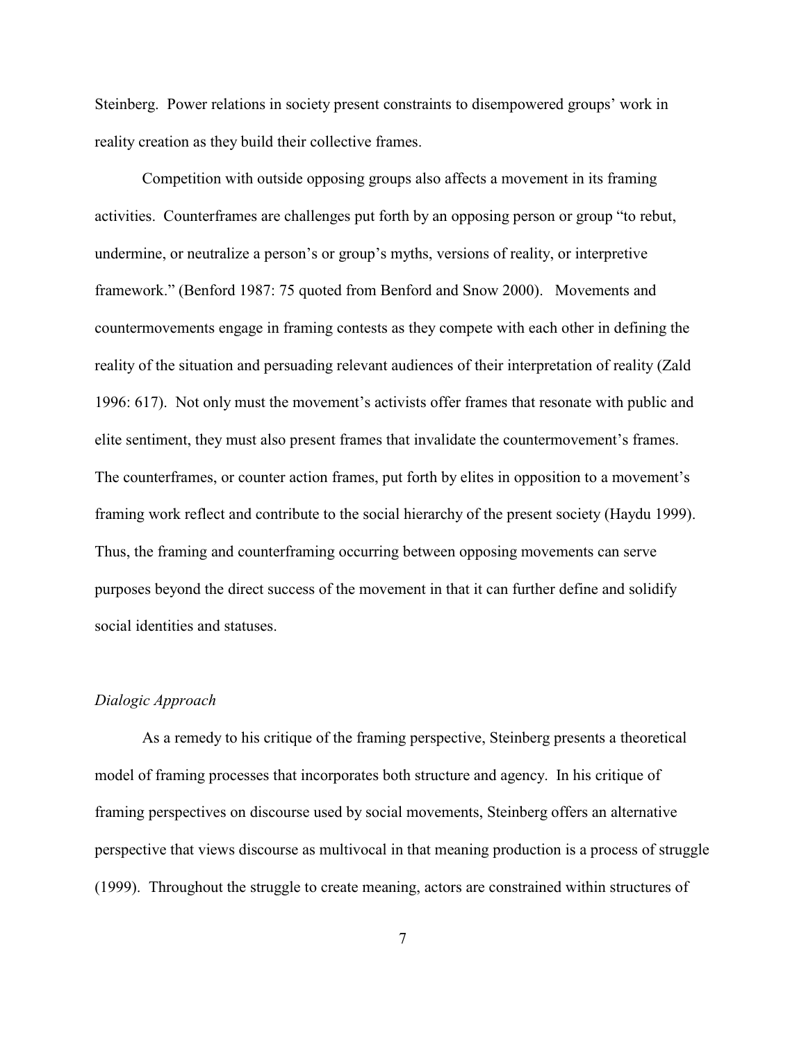Steinberg. Power relations in society present constraints to disempowered groups' work in reality creation as they build their collective frames.

Competition with outside opposing groups also affects a movement in its framing activities. Counterframes are challenges put forth by an opposing person or group "to rebut, undermine, or neutralize a person's or group's myths, versions of reality, or interpretive framework." (Benford 1987: 75 quoted from Benford and Snow 2000). Movements and countermovements engage in framing contests as they compete with each other in defining the reality of the situation and persuading relevant audiences of their interpretation of reality (Zald 1996: 617). Not only must the movement's activists offer frames that resonate with public and elite sentiment, they must also present frames that invalidate the countermovement's frames. The counterframes, or counter action frames, put forth by elites in opposition to a movement's framing work reflect and contribute to the social hierarchy of the present society (Haydu 1999). Thus, the framing and counterframing occurring between opposing movements can serve purposes beyond the direct success of the movement in that it can further define and solidify social identities and statuses.

### *Dialogic Approach*

As a remedy to his critique of the framing perspective, Steinberg presents a theoretical model of framing processes that incorporates both structure and agency. In his critique of framing perspectives on discourse used by social movements, Steinberg offers an alternative perspective that views discourse as multivocal in that meaning production is a process of struggle (1999). Throughout the struggle to create meaning, actors are constrained within structures of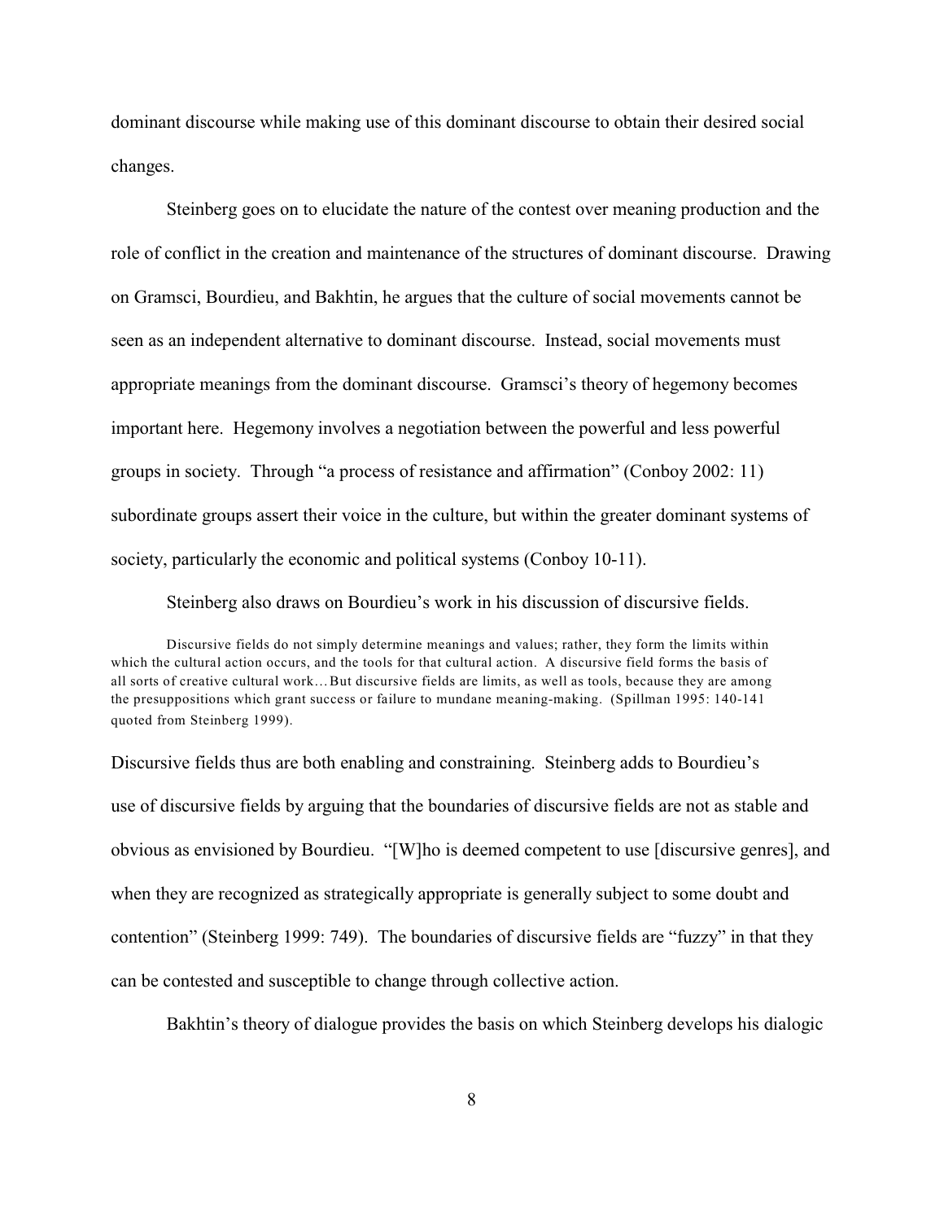dominant discourse while making use of this dominant discourse to obtain their desired social changes.

Steinberg goes on to elucidate the nature of the contest over meaning production and the role of conflict in the creation and maintenance of the structures of dominant discourse. Drawing on Gramsci, Bourdieu, and Bakhtin, he argues that the culture of social movements cannot be seen as an independent alternative to dominant discourse. Instead, social movements must appropriate meanings from the dominant discourse. Gramsci's theory of hegemony becomes important here. Hegemony involves a negotiation between the powerful and less powerful groups in society. Through "a process of resistance and affirmation" (Conboy 2002: 11) subordinate groups assert their voice in the culture, but within the greater dominant systems of society, particularly the economic and political systems (Conboy 10-11).

Steinberg also draws on Bourdieu's work in his discussion of discursive fields.

> Discursive fields do not simply determine meanings and values; rather, they form the limits within which the cultural action occurs, and the tools for that cultural action. A discursive field forms the basis of all sorts of creative cultural work…But discursive fields are limits, as well as tools, because they are among the presuppositions which grant success or failure to mundane meaning-making. (Spillman 1995: 140-141 quoted from Steinberg 1999).

Discursive fields thus are both enabling and constraining. Steinberg adds to Bourdieu's use of discursive fields by arguing that the boundaries of discursive fields are not as stable and obvious as envisioned by Bourdieu. "[W]ho is deemed competent to use [discursive genres], and when they are recognized as strategically appropriate is generally subject to some doubt and contention" (Steinberg 1999: 749). The boundaries of discursive fields are "fuzzy" in that they can be contested and susceptible to change through collective action.

Bakhtin's theory of dialogue provides the basis on which Steinberg develops his dialogic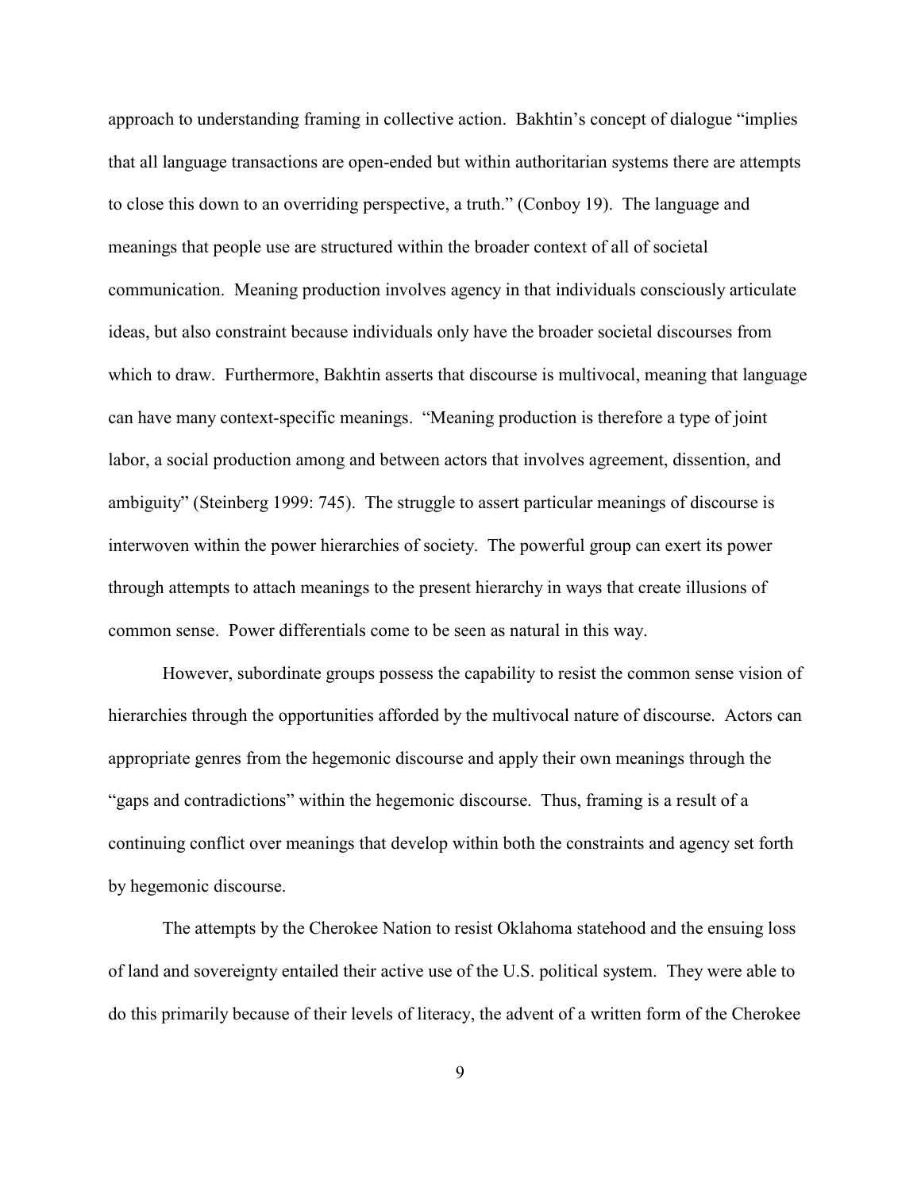approach to understanding framing in collective action. Bakhtin's concept of dialogue "implies that all language transactions are open-ended but within authoritarian systems there are attempts to close this down to an overriding perspective, a truth." (Conboy 19). The language and meanings that people use are structured within the broader context of all of societal communication. Meaning production involves agency in that individuals consciously articulate ideas, but also constraint because individuals only have the broader societal discourses from which to draw. Furthermore, Bakhtin asserts that discourse is multivocal, meaning that language can have many context-specific meanings. "Meaning production is therefore a type of joint labor, a social production among and between actors that involves agreement, dissention, and ambiguity" (Steinberg 1999: 745). The struggle to assert particular meanings of discourse is interwoven within the power hierarchies of society. The powerful group can exert its power through attempts to attach meanings to the present hierarchy in ways that create illusions of common sense. Power differentials come to be seen as natural in this way.

However, subordinate groups possess the capability to resist the common sense vision of hierarchies through the opportunities afforded by the multivocal nature of discourse. Actors can appropriate genres from the hegemonic discourse and apply their own meanings through the "gaps and contradictions" within the hegemonic discourse. Thus, framing is a result of a continuing conflict over meanings that develop within both the constraints and agency set forth by hegemonic discourse.

The attempts by the Cherokee Nation to resist Oklahoma statehood and the ensuing loss of land and sovereignty entailed their active use of the U.S. political system. They were able to do this primarily because of their levels of literacy, the advent of a written form of the Cherokee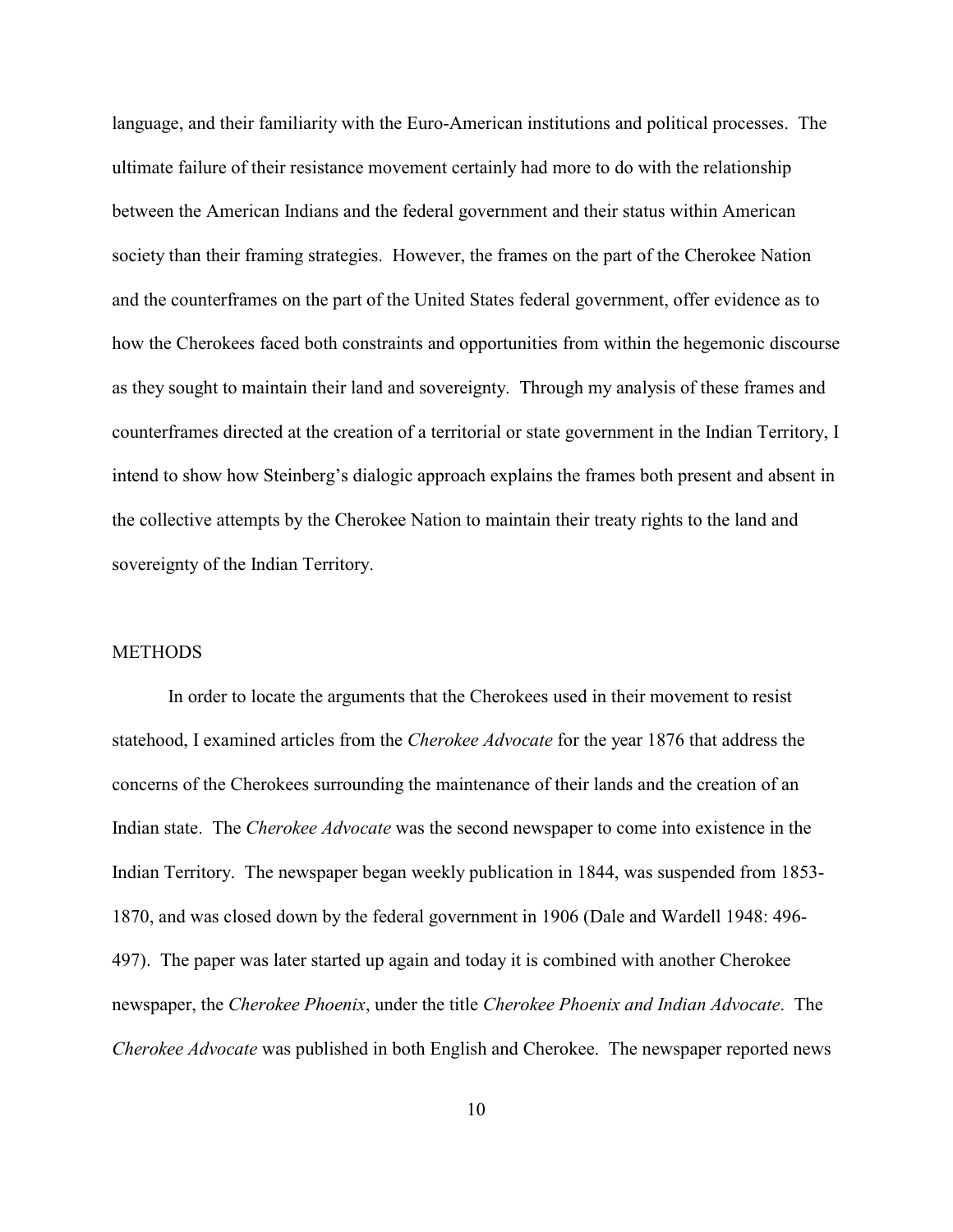language, and their familiarity with the Euro-American institutions and political processes. The ultimate failure of their resistance movement certainly had more to do with the relationship between the American Indians and the federal government and their status within American society than their framing strategies. However, the frames on the part of the Cherokee Nation and the counterframes on the part of the United States federal government, offer evidence as to how the Cherokees faced both constraints and opportunities from within the hegemonic discourse as they sought to maintain their land and sovereignty. Through my analysis of these frames and counterframes directed at the creation of a territorial or state government in the Indian Territory, I intend to show how Steinberg's dialogic approach explains the frames both present and absent in the collective attempts by the Cherokee Nation to maintain their treaty rights to the land and sovereignty of the Indian Territory.

## METHODS

In order to locate the arguments that the Cherokees used in their movement to resist statehood, I examined articles from the *Cherokee Advocate* for the year 1876 that address the concerns of the Cherokees surrounding the maintenance of their lands and the creation of an Indian state. The *Cherokee Advocate* was the second newspaper to come into existence in the Indian Territory. The newspaper began weekly publication in 1844, was suspended from 1853-1870, and was closed down by the federal government in 1906 (Dale and Wardell 1948: 496-497). The paper was later started up again and today it is combined with another Cherokee newspaper, the *Cherokee Phoenix*, under the title *Cherokee Phoenix and Indian Advocate*. The *Cherokee Advocate* was published in both English and Cherokee. The newspaper reported news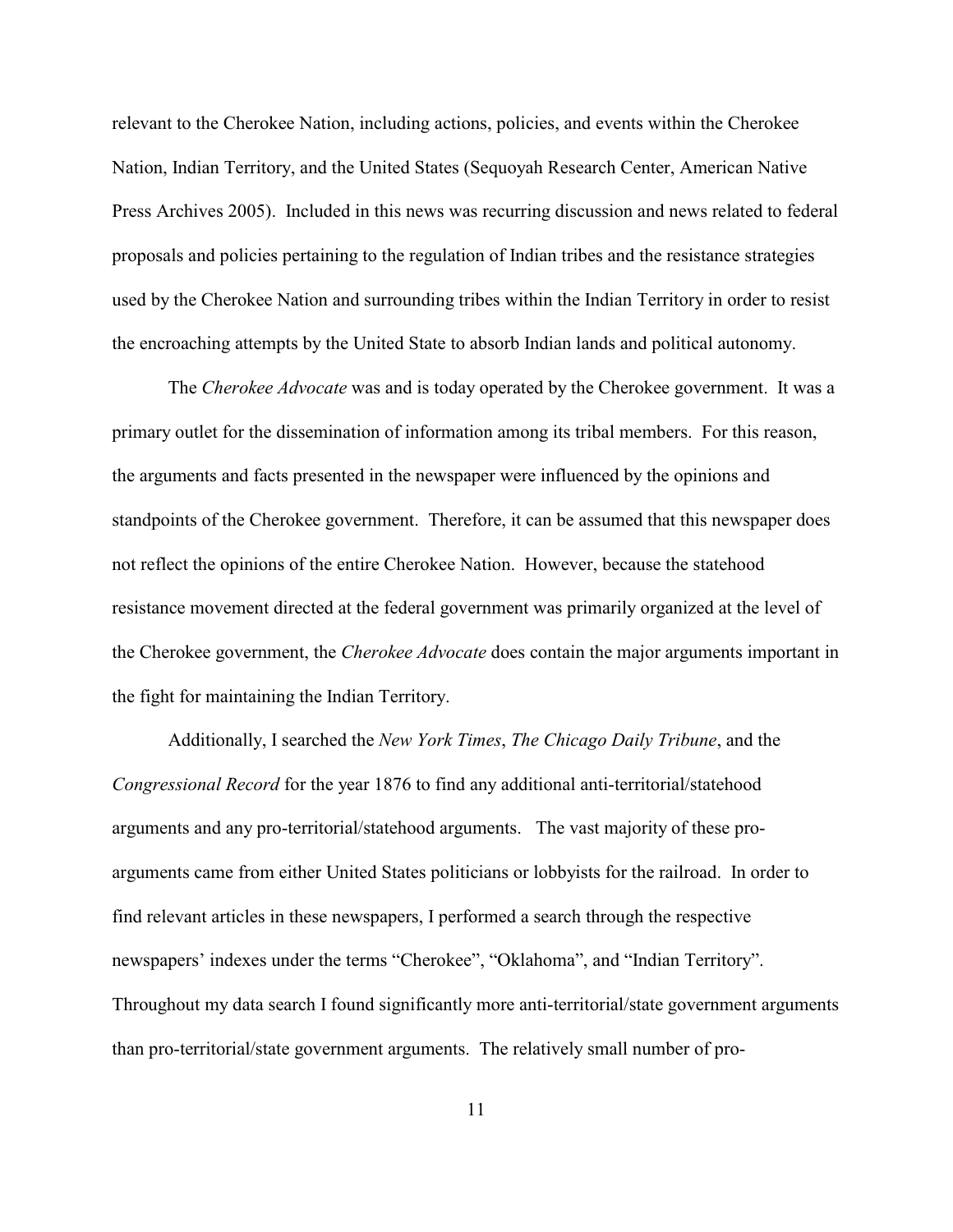relevant to the Cherokee Nation, including actions, policies, and events within the Cherokee Nation, Indian Territory, and the United States (Sequoyah Research Center, American Native Press Archives 2005). Included in this news was recurring discussion and news related to federal proposals and policies pertaining to the regulation of Indian tribes and the resistance strategies used by the Cherokee Nation and surrounding tribes within the Indian Territory in order to resist the encroaching attempts by the United State to absorb Indian lands and political autonomy.

The *Cherokee Advocate* was and is today operated by the Cherokee government. It was a primary outlet for the dissemination of information among its tribal members. For this reason, the arguments and facts presented in the newspaper were influenced by the opinions and standpoints of the Cherokee government. Therefore, it can be assumed that this newspaper does not reflect the opinions of the entire Cherokee Nation. However, because the statehood resistance movement directed at the federal government was primarily organized at the level of the Cherokee government, the *Cherokee Advocate* does contain the major arguments important in the fight for maintaining the Indian Territory.

Additionally, I searched the *New York Times*, *The Chicago Daily Tribune*, and the *Congressional Record* for the year 1876 to find any additional anti-territorial/statehood arguments and any pro-territorial/statehood arguments. The vast majority of these pro-arguments came from either United States politicians or lobbyists for the railroad. In order to find relevant articles in these newspapers, I performed a search through the respective newspapers' indexes under the terms "Cherokee", "Oklahoma", and "Indian Territory". Throughout my data search I found significantly more anti-territorial/state government arguments than pro-territorial/state government arguments. The relatively small number of pro-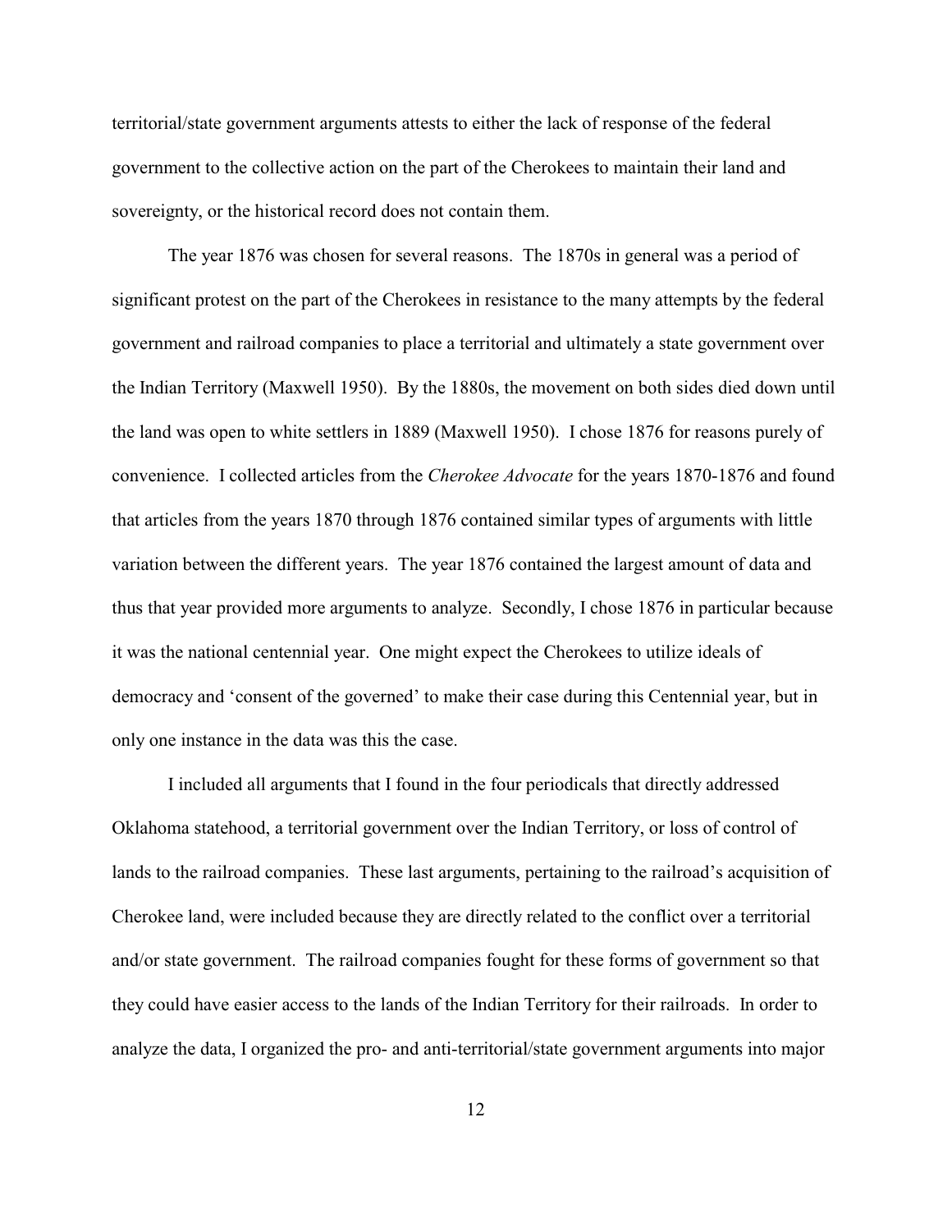territorial/state government arguments attests to either the lack of response of the federal government to the collective action on the part of the Cherokees to maintain their land and sovereignty, or the historical record does not contain them.

The year 1876 was chosen for several reasons. The 1870s in general was a period of significant protest on the part of the Cherokees in resistance to the many attempts by the federal government and railroad companies to place a territorial and ultimately a state government over the Indian Territory (Maxwell 1950). By the 1880s, the movement on both sides died down until the land was open to white settlers in 1889 (Maxwell 1950). I chose 1876 for reasons purely of convenience. I collected articles from the *Cherokee Advocate* for the years 1870-1876 and found that articles from the years 1870 through 1876 contained similar types of arguments with little variation between the different years. The year 1876 contained the largest amount of data and thus that year provided more arguments to analyze. Secondly, I chose 1876 in particular because it was the national centennial year. One might expect the Cherokees to utilize ideals of democracy and 'consent of the governed' to make their case during this Centennial year, but in only one instance in the data was this the case.

I included all arguments that I found in the four periodicals that directly addressed Oklahoma statehood, a territorial government over the Indian Territory, or loss of control of lands to the railroad companies. These last arguments, pertaining to the railroad's acquisition of Cherokee land, were included because they are directly related to the conflict over a territorial and/or state government. The railroad companies fought for these forms of government so that they could have easier access to the lands of the Indian Territory for their railroads. In order to analyze the data, I organized the pro- and anti-territorial/state government arguments into major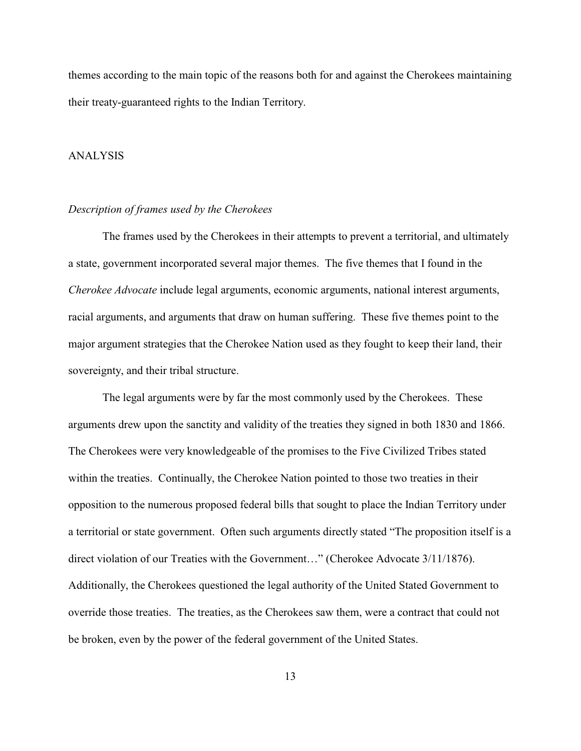themes according to the main topic of the reasons both for and against the Cherokees maintaining their treaty-guaranteed rights to the Indian Territory.

## ANALYSIS

### *Description of frames used by the Cherokees*

The frames used by the Cherokees in their attempts to prevent a territorial, and ultimately a state, government incorporated several major themes. The five themes that I found in the *Cherokee Advocate* include legal arguments, economic arguments, national interest arguments, racial arguments, and arguments that draw on human suffering. These five themes point to the major argument strategies that the Cherokee Nation used as they fought to keep their land, their sovereignty, and their tribal structure.

The legal arguments were by far the most commonly used by the Cherokees. These arguments drew upon the sanctity and validity of the treaties they signed in both 1830 and 1866. The Cherokees were very knowledgeable of the promises to the Five Civilized Tribes stated within the treaties. Continually, the Cherokee Nation pointed to those two treaties in their opposition to the numerous proposed federal bills that sought to place the Indian Territory under a territorial or state government. Often such arguments directly stated "The proposition itself is a direct violation of our Treaties with the Government…" (Cherokee Advocate 3/11/1876). Additionally, the Cherokees questioned the legal authority of the United Stated Government to override those treaties. The treaties, as the Cherokees saw them, were a contract that could not be broken, even by the power of the federal government of the United States.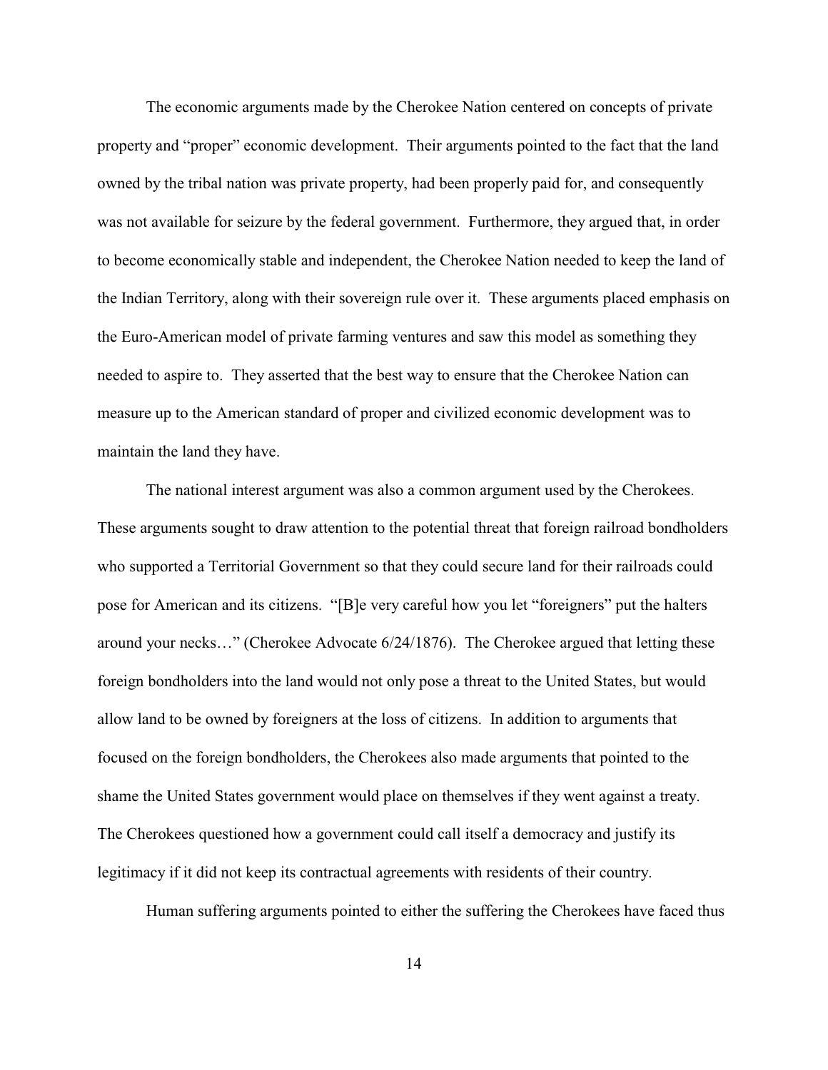The economic arguments made by the Cherokee Nation centered on concepts of private property and "proper" economic development. Their arguments pointed to the fact that the land owned by the tribal nation was private property, had been properly paid for, and consequently was not available for seizure by the federal government. Furthermore, they argued that, in order to become economically stable and independent, the Cherokee Nation needed to keep the land of the Indian Territory, along with their sovereign rule over it. These arguments placed emphasis on the Euro-American model of private farming ventures and saw this model as something they needed to aspire to. They asserted that the best way to ensure that the Cherokee Nation can measure up to the American standard of proper and civilized economic development was to maintain the land they have.

The national interest argument was also a common argument used by the Cherokees. These arguments sought to draw attention to the potential threat that foreign railroad bondholders who supported a Territorial Government so that they could secure land for their railroads could pose for American and its citizens. "[B]e very careful how you let "foreigners" put the halters around your necks…" (Cherokee Advocate 6/24/1876). The Cherokee argued that letting these foreign bondholders into the land would not only pose a threat to the United States, but would allow land to be owned by foreigners at the loss of citizens. In addition to arguments that focused on the foreign bondholders, the Cherokees also made arguments that pointed to the shame the United States government would place on themselves if they went against a treaty. The Cherokees questioned how a government could call itself a democracy and justify its legitimacy if it did not keep its contractual agreements with residents of their country.

Human suffering arguments pointed to either the suffering the Cherokees have faced thus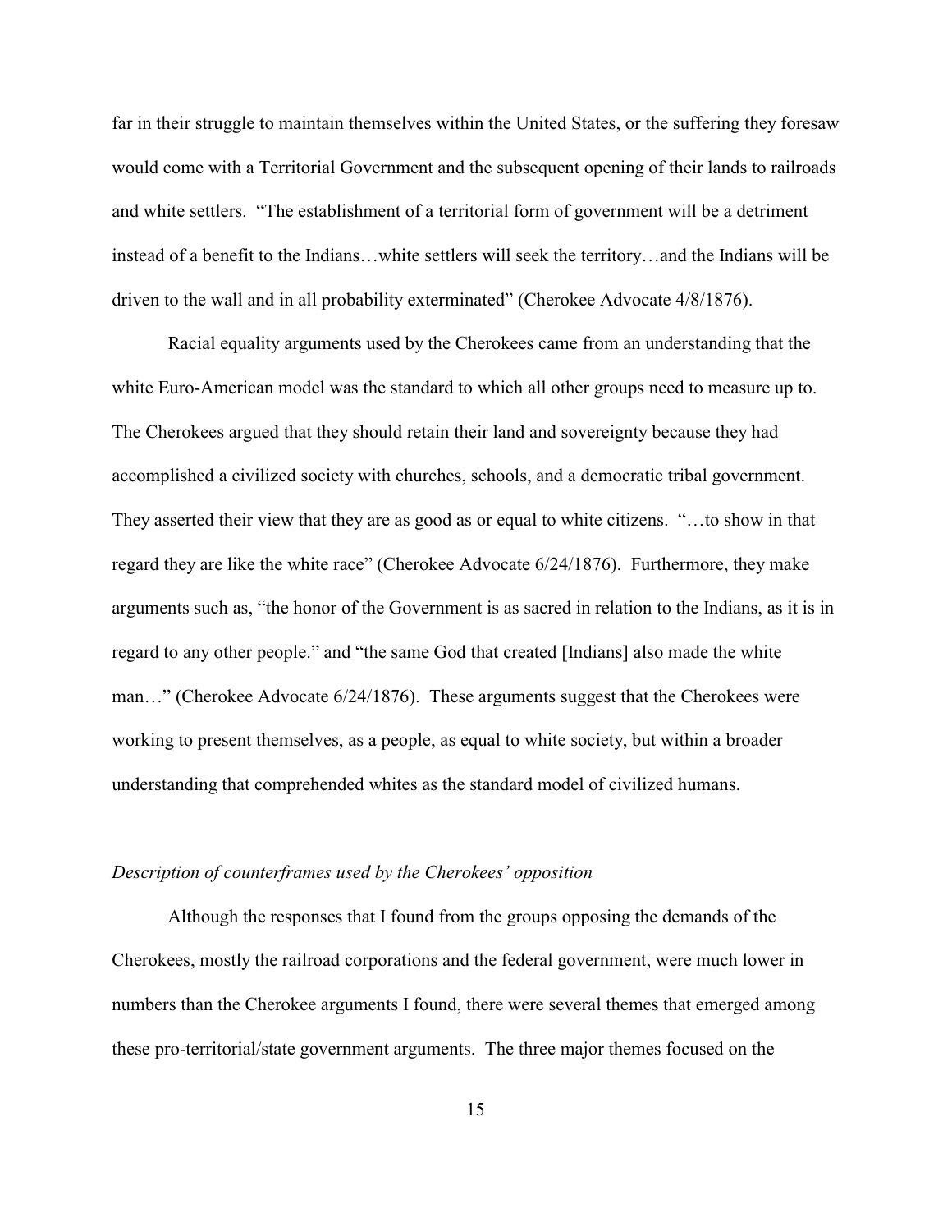far in their struggle to maintain themselves within the United States, or the suffering they foresaw would come with a Territorial Government and the subsequent opening of their lands to railroads and white settlers. "The establishment of a territorial form of government will be a detriment instead of a benefit to the Indians…white settlers will seek the territory…and the Indians will be driven to the wall and in all probability exterminated" (Cherokee Advocate 4/8/1876).

Racial equality arguments used by the Cherokees came from an understanding that the white Euro-American model was the standard to which all other groups need to measure up to. The Cherokees argued that they should retain their land and sovereignty because they had accomplished a civilized society with churches, schools, and a democratic tribal government. They asserted their view that they are as good as or equal to white citizens. "…to show in that regard they are like the white race" (Cherokee Advocate 6/24/1876). Furthermore, they make arguments such as, "the honor of the Government is as sacred in relation to the Indians, as it is in regard to any other people." and "the same God that created [Indians] also made the white man…" (Cherokee Advocate 6/24/1876). These arguments suggest that the Cherokees were working to present themselves, as a people, as equal to white society, but within a broader understanding that comprehended whites as the standard model of civilized humans.

*Description of counterframes used by the Cherokees' opposition*

Although the responses that I found from the groups opposing the demands of the Cherokees, mostly the railroad corporations and the federal government, were much lower in numbers than the Cherokee arguments I found, there were several themes that emerged among these pro-territorial/state government arguments. The three major themes focused on the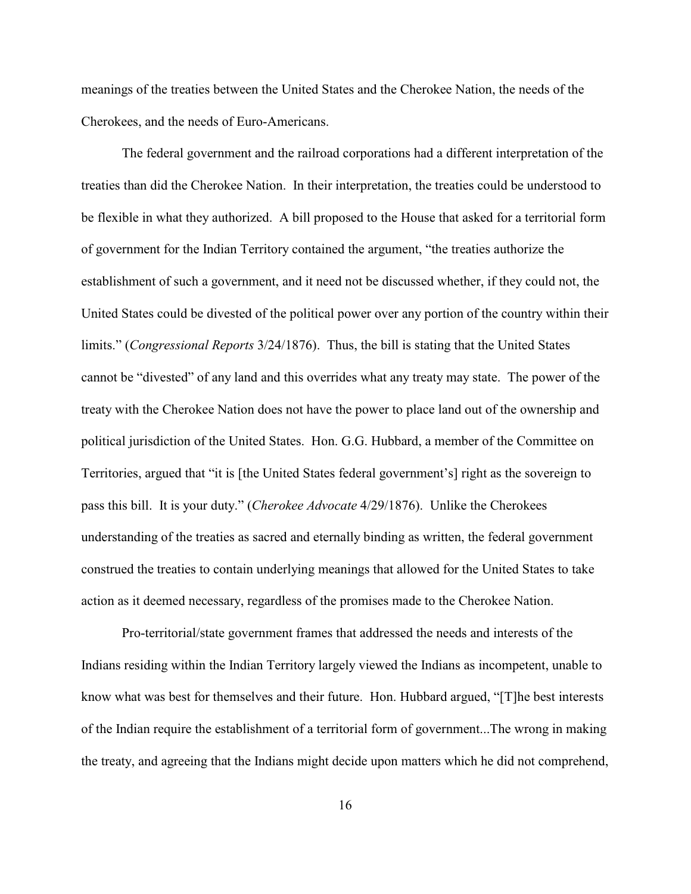meanings of the treaties between the United States and the Cherokee Nation, the needs of the Cherokees, and the needs of Euro-Americans.

The federal government and the railroad corporations had a different interpretation of the treaties than did the Cherokee Nation. In their interpretation, the treaties could be understood to be flexible in what they authorized. A bill proposed to the House that asked for a territorial form of government for the Indian Territory contained the argument, "the treaties authorize the establishment of such a government, and it need not be discussed whether, if they could not, the United States could be divested of the political power over any portion of the country within their limits." (*Congressional Reports* 3/24/1876). Thus, the bill is stating that the United States cannot be "divested" of any land and this overrides what any treaty may state. The power of the treaty with the Cherokee Nation does not have the power to place land out of the ownership and political jurisdiction of the United States. Hon. G.G. Hubbard, a member of the Committee on Territories, argued that "it is [the United States federal government's] right as the sovereign to pass this bill. It is your duty." (*Cherokee Advocate* 4/29/1876). Unlike the Cherokees understanding of the treaties as sacred and eternally binding as written, the federal government construed the treaties to contain underlying meanings that allowed for the United States to take action as it deemed necessary, regardless of the promises made to the Cherokee Nation.

Pro-territorial/state government frames that addressed the needs and interests of the Indians residing within the Indian Territory largely viewed the Indians as incompetent, unable to know what was best for themselves and their future. Hon. Hubbard argued, "[T]he best interests of the Indian require the establishment of a territorial form of government...The wrong in making the treaty, and agreeing that the Indians might decide upon matters which he did not comprehend,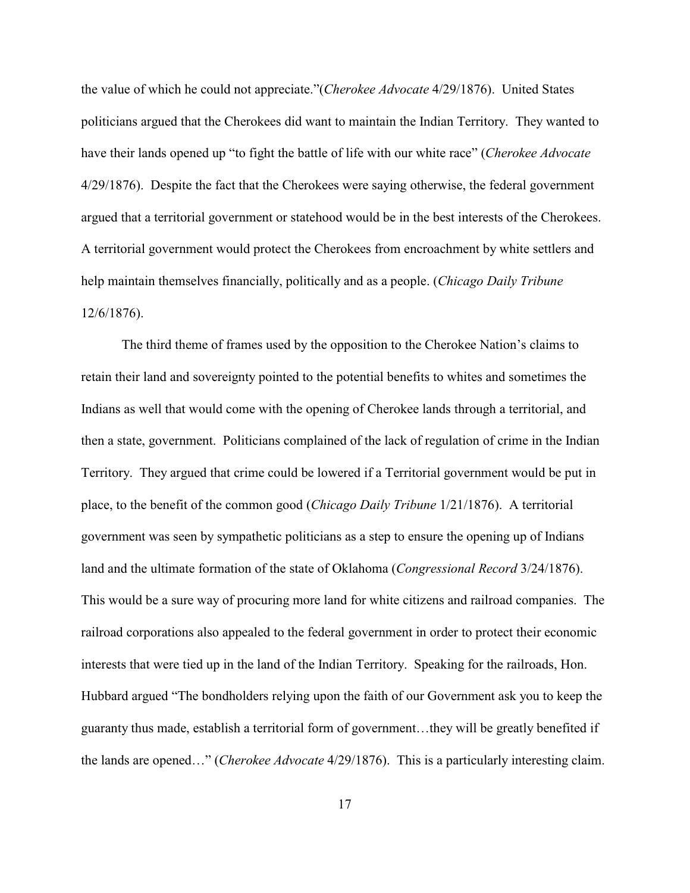the value of which he could not appreciate."(*Cherokee Advocate* 4/29/1876). United States politicians argued that the Cherokees did want to maintain the Indian Territory. They wanted to have their lands opened up "to fight the battle of life with our white race" (*Cherokee Advocate* 4/29/1876). Despite the fact that the Cherokees were saying otherwise, the federal government argued that a territorial government or statehood would be in the best interests of the Cherokees. A territorial government would protect the Cherokees from encroachment by white settlers and help maintain themselves financially, politically and as a people. (*Chicago Daily Tribune* 12/6/1876).

The third theme of frames used by the opposition to the Cherokee Nation's claims to retain their land and sovereignty pointed to the potential benefits to whites and sometimes the Indians as well that would come with the opening of Cherokee lands through a territorial, and then a state, government. Politicians complained of the lack of regulation of crime in the Indian Territory. They argued that crime could be lowered if a Territorial government would be put in place, to the benefit of the common good (*Chicago Daily Tribune* 1/21/1876). A territorial government was seen by sympathetic politicians as a step to ensure the opening up of Indians land and the ultimate formation of the state of Oklahoma (*Congressional Record* 3/24/1876). This would be a sure way of procuring more land for white citizens and railroad companies. The railroad corporations also appealed to the federal government in order to protect their economic interests that were tied up in the land of the Indian Territory. Speaking for the railroads, Hon. Hubbard argued "The bondholders relying upon the faith of our Government ask you to keep the guaranty thus made, establish a territorial form of government…they will be greatly benefited if the lands are opened…" (*Cherokee Advocate* 4/29/1876). This is a particularly interesting claim.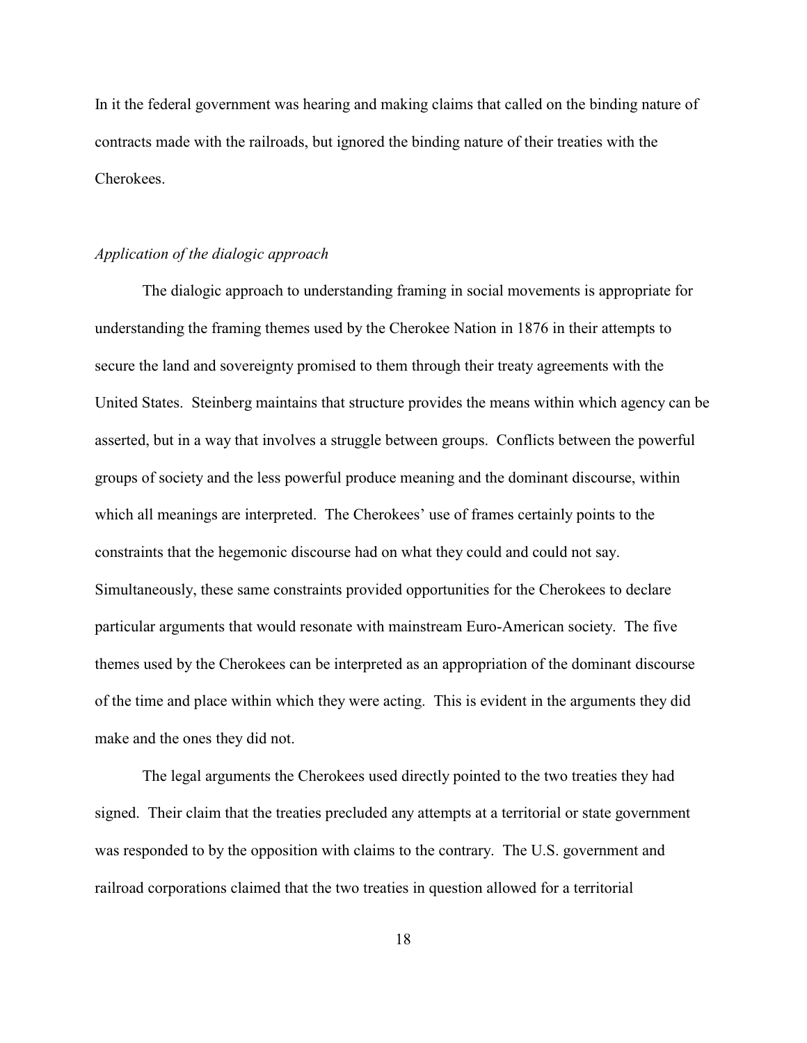In it the federal government was hearing and making claims that called on the binding nature of contracts made with the railroads, but ignored the binding nature of their treaties with the Cherokees.

### *Application of the dialogic approach*

The dialogic approach to understanding framing in social movements is appropriate for understanding the framing themes used by the Cherokee Nation in 1876 in their attempts to secure the land and sovereignty promised to them through their treaty agreements with the United States. Steinberg maintains that structure provides the means within which agency can be asserted, but in a way that involves a struggle between groups. Conflicts between the powerful groups of society and the less powerful produce meaning and the dominant discourse, within which all meanings are interpreted. The Cherokees' use of frames certainly points to the constraints that the hegemonic discourse had on what they could and could not say. Simultaneously, these same constraints provided opportunities for the Cherokees to declare particular arguments that would resonate with mainstream Euro-American society. The five themes used by the Cherokees can be interpreted as an appropriation of the dominant discourse of the time and place within which they were acting. This is evident in the arguments they did make and the ones they did not.

The legal arguments the Cherokees used directly pointed to the two treaties they had signed. Their claim that the treaties precluded any attempts at a territorial or state government was responded to by the opposition with claims to the contrary. The U.S. government and railroad corporations claimed that the two treaties in question allowed for a territorial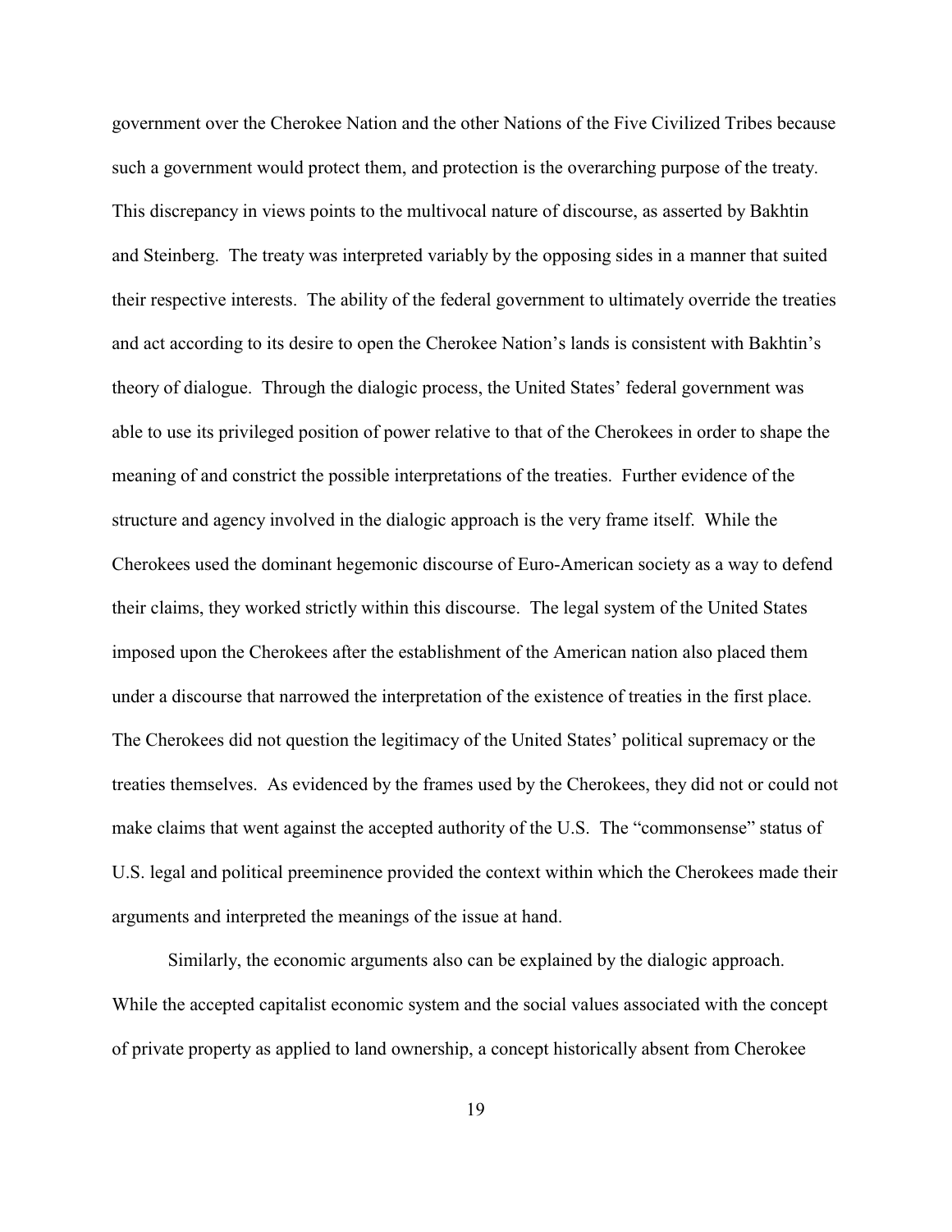government over the Cherokee Nation and the other Nations of the Five Civilized Tribes because such a government would protect them, and protection is the overarching purpose of the treaty. This discrepancy in views points to the multivocal nature of discourse, as asserted by Bakhtin and Steinberg. The treaty was interpreted variably by the opposing sides in a manner that suited their respective interests. The ability of the federal government to ultimately override the treaties and act according to its desire to open the Cherokee Nation's lands is consistent with Bakhtin's theory of dialogue. Through the dialogic process, the United States' federal government was able to use its privileged position of power relative to that of the Cherokees in order to shape the meaning of and constrict the possible interpretations of the treaties. Further evidence of the structure and agency involved in the dialogic approach is the very frame itself. While the Cherokees used the dominant hegemonic discourse of Euro-American society as a way to defend their claims, they worked strictly within this discourse. The legal system of the United States imposed upon the Cherokees after the establishment of the American nation also placed them under a discourse that narrowed the interpretation of the existence of treaties in the first place. The Cherokees did not question the legitimacy of the United States' political supremacy or the treaties themselves. As evidenced by the frames used by the Cherokees, they did not or could not make claims that went against the accepted authority of the U.S. The "commonsense" status of U.S. legal and political preeminence provided the context within which the Cherokees made their arguments and interpreted the meanings of the issue at hand.

Similarly, the economic arguments also can be explained by the dialogic approach. While the accepted capitalist economic system and the social values associated with the concept of private property as applied to land ownership, a concept historically absent from Cherokee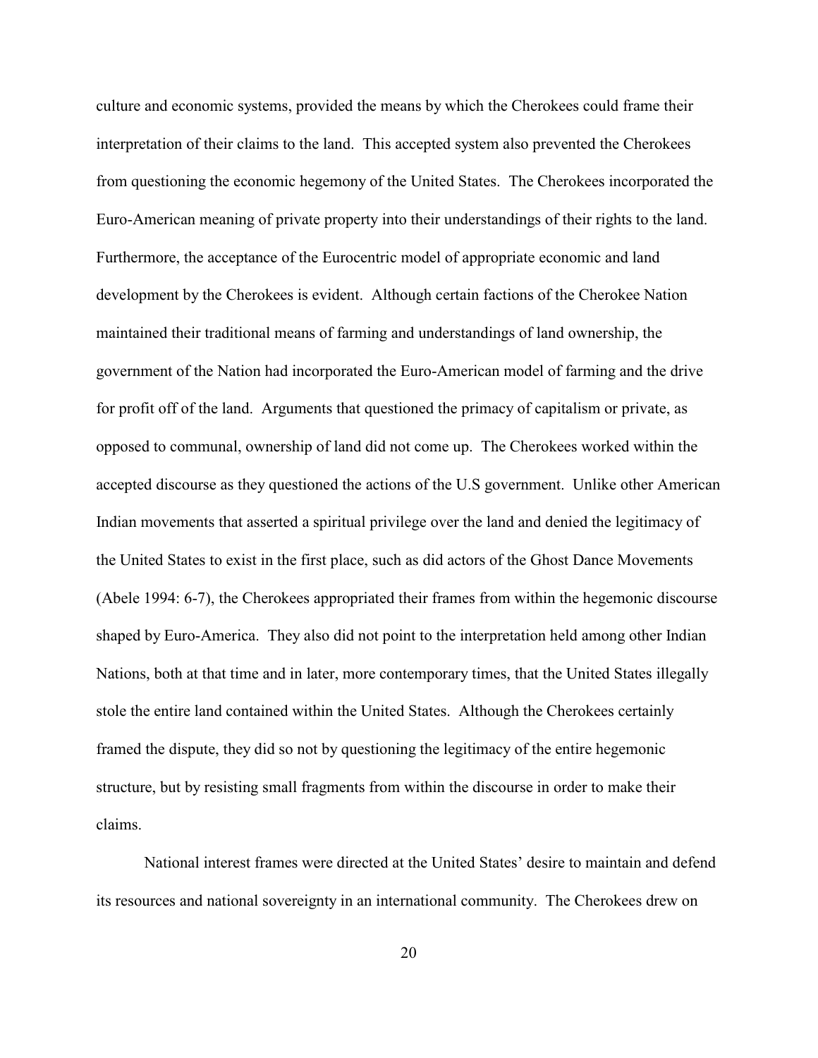culture and economic systems, provided the means by which the Cherokees could frame their interpretation of their claims to the land. This accepted system also prevented the Cherokees from questioning the economic hegemony of the United States. The Cherokees incorporated the Euro-American meaning of private property into their understandings of their rights to the land. Furthermore, the acceptance of the Eurocentric model of appropriate economic and land development by the Cherokees is evident. Although certain factions of the Cherokee Nation maintained their traditional means of farming and understandings of land ownership, the government of the Nation had incorporated the Euro-American model of farming and the drive for profit off of the land. Arguments that questioned the primacy of capitalism or private, as opposed to communal, ownership of land did not come up. The Cherokees worked within the accepted discourse as they questioned the actions of the U.S government. Unlike other American Indian movements that asserted a spiritual privilege over the land and denied the legitimacy of the United States to exist in the first place, such as did actors of the Ghost Dance Movements (Abele 1994: 6-7), the Cherokees appropriated their frames from within the hegemonic discourse shaped by Euro-America. They also did not point to the interpretation held among other Indian Nations, both at that time and in later, more contemporary times, that the United States illegally stole the entire land contained within the United States. Although the Cherokees certainly framed the dispute, they did so not by questioning the legitimacy of the entire hegemonic structure, but by resisting small fragments from within the discourse in order to make their claims.

National interest frames were directed at the United States' desire to maintain and defend its resources and national sovereignty in an international community. The Cherokees drew on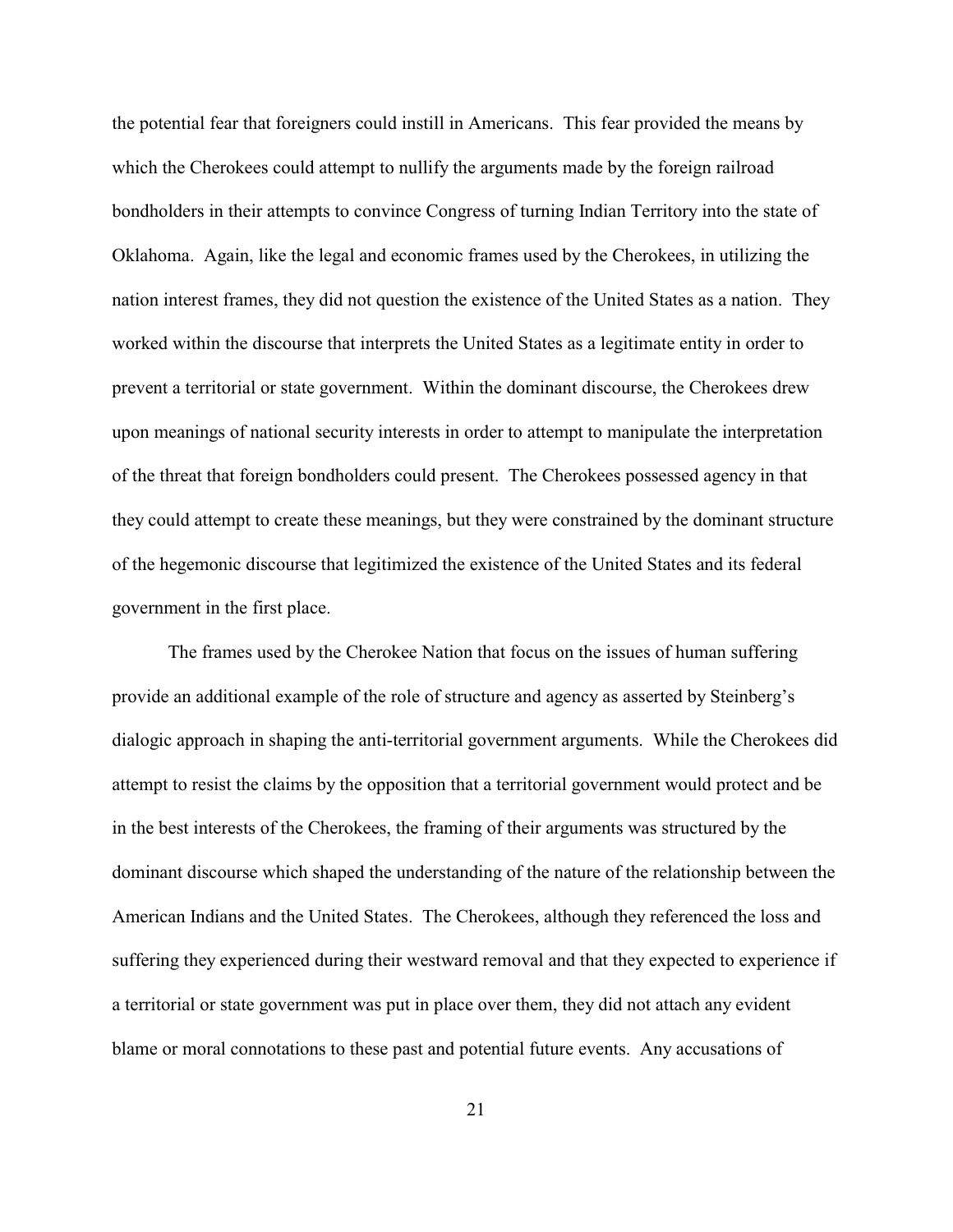the potential fear that foreigners could instill in Americans. This fear provided the means by which the Cherokees could attempt to nullify the arguments made by the foreign railroad bondholders in their attempts to convince Congress of turning Indian Territory into the state of Oklahoma. Again, like the legal and economic frames used by the Cherokees, in utilizing the nation interest frames, they did not question the existence of the United States as a nation. They worked within the discourse that interprets the United States as a legitimate entity in order to prevent a territorial or state government. Within the dominant discourse, the Cherokees drew upon meanings of national security interests in order to attempt to manipulate the interpretation of the threat that foreign bondholders could present. The Cherokees possessed agency in that they could attempt to create these meanings, but they were constrained by the dominant structure of the hegemonic discourse that legitimized the existence of the United States and its federal government in the first place.

The frames used by the Cherokee Nation that focus on the issues of human suffering provide an additional example of the role of structure and agency as asserted by Steinberg's dialogic approach in shaping the anti-territorial government arguments. While the Cherokees did attempt to resist the claims by the opposition that a territorial government would protect and be in the best interests of the Cherokees, the framing of their arguments was structured by the dominant discourse which shaped the understanding of the nature of the relationship between the American Indians and the United States. The Cherokees, although they referenced the loss and suffering they experienced during their westward removal and that they expected to experience if a territorial or state government was put in place over them, they did not attach any evident blame or moral connotations to these past and potential future events. Any accusations of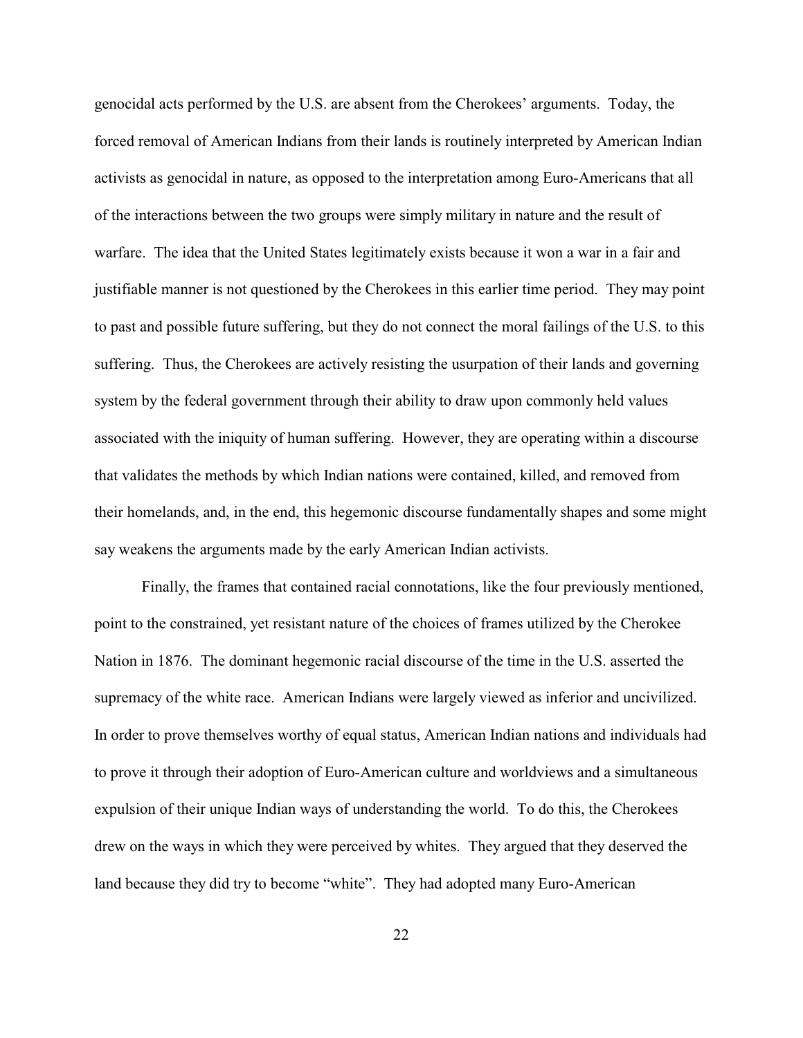genocidal acts performed by the U.S. are absent from the Cherokees' arguments. Today, the forced removal of American Indians from their lands is routinely interpreted by American Indian activists as genocidal in nature, as opposed to the interpretation among Euro-Americans that all of the interactions between the two groups were simply military in nature and the result of warfare. The idea that the United States legitimately exists because it won a war in a fair and justifiable manner is not questioned by the Cherokees in this earlier time period. They may point to past and possible future suffering, but they do not connect the moral failings of the U.S. to this suffering. Thus, the Cherokees are actively resisting the usurpation of their lands and governing system by the federal government through their ability to draw upon commonly held values associated with the iniquity of human suffering. However, they are operating within a discourse that validates the methods by which Indian nations were contained, killed, and removed from their homelands, and, in the end, this hegemonic discourse fundamentally shapes and some might say weakens the arguments made by the early American Indian activists.

Finally, the frames that contained racial connotations, like the four previously mentioned, point to the constrained, yet resistant nature of the choices of frames utilized by the Cherokee Nation in 1876. The dominant hegemonic racial discourse of the time in the U.S. asserted the supremacy of the white race. American Indians were largely viewed as inferior and uncivilized. In order to prove themselves worthy of equal status, American Indian nations and individuals had to prove it through their adoption of Euro-American culture and worldviews and a simultaneous expulsion of their unique Indian ways of understanding the world. To do this, the Cherokees drew on the ways in which they were perceived by whites. They argued that they deserved the land because they did try to become "white". They had adopted many Euro-American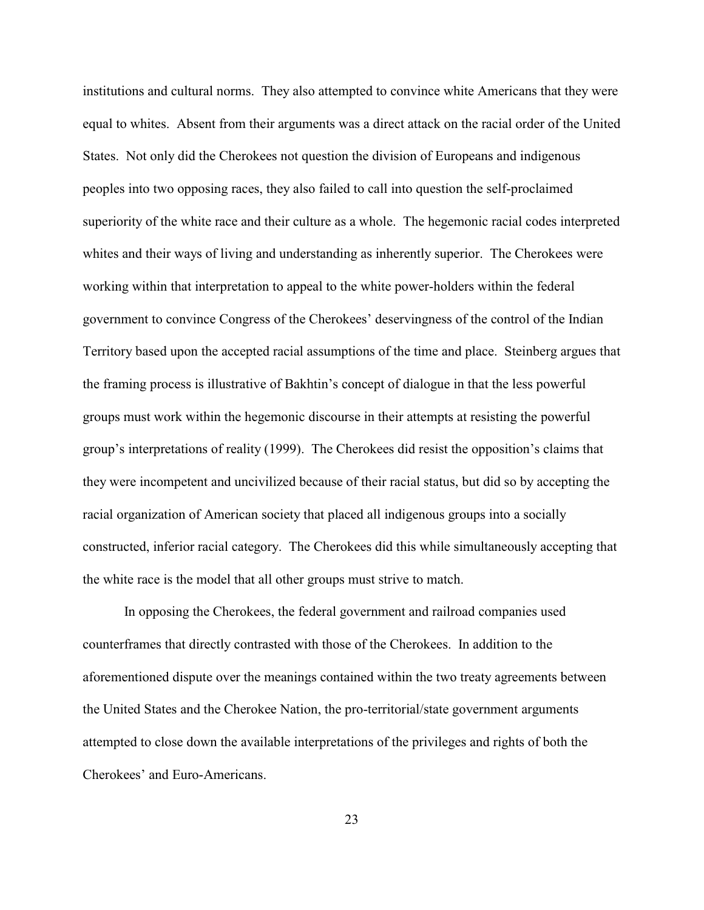institutions and cultural norms. They also attempted to convince white Americans that they were equal to whites. Absent from their arguments was a direct attack on the racial order of the United States. Not only did the Cherokees not question the division of Europeans and indigenous peoples into two opposing races, they also failed to call into question the self-proclaimed superiority of the white race and their culture as a whole. The hegemonic racial codes interpreted whites and their ways of living and understanding as inherently superior. The Cherokees were working within that interpretation to appeal to the white power-holders within the federal government to convince Congress of the Cherokees' deservingness of the control of the Indian Territory based upon the accepted racial assumptions of the time and place. Steinberg argues that the framing process is illustrative of Bakhtin's concept of dialogue in that the less powerful groups must work within the hegemonic discourse in their attempts at resisting the powerful group's interpretations of reality (1999). The Cherokees did resist the opposition's claims that they were incompetent and uncivilized because of their racial status, but did so by accepting the racial organization of American society that placed all indigenous groups into a socially constructed, inferior racial category. The Cherokees did this while simultaneously accepting that the white race is the model that all other groups must strive to match.

In opposing the Cherokees, the federal government and railroad companies used counterframes that directly contrasted with those of the Cherokees. In addition to the aforementioned dispute over the meanings contained within the two treaty agreements between the United States and the Cherokee Nation, the pro-territorial/state government arguments attempted to close down the available interpretations of the privileges and rights of both the Cherokees' and Euro-Americans.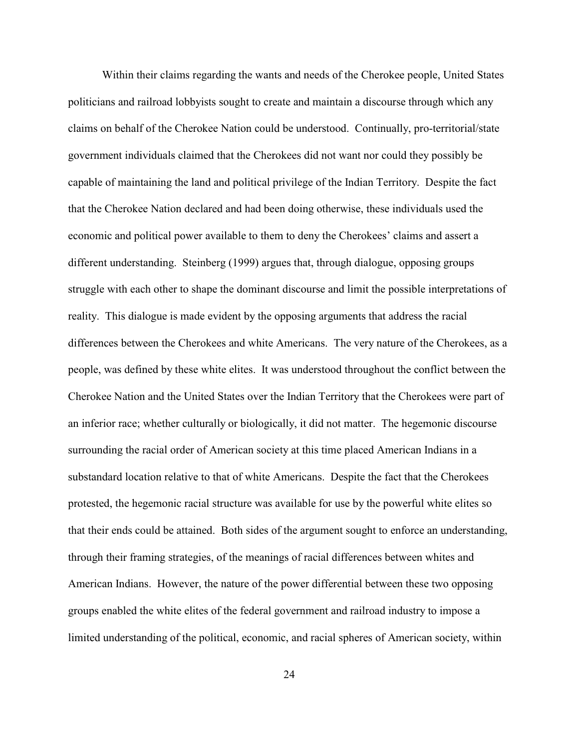Within their claims regarding the wants and needs of the Cherokee people, United States politicians and railroad lobbyists sought to create and maintain a discourse through which any claims on behalf of the Cherokee Nation could be understood. Continually, pro-territorial/state government individuals claimed that the Cherokees did not want nor could they possibly be capable of maintaining the land and political privilege of the Indian Territory. Despite the fact that the Cherokee Nation declared and had been doing otherwise, these individuals used the economic and political power available to them to deny the Cherokees' claims and assert a different understanding. Steinberg (1999) argues that, through dialogue, opposing groups struggle with each other to shape the dominant discourse and limit the possible interpretations of reality. This dialogue is made evident by the opposing arguments that address the racial differences between the Cherokees and white Americans. The very nature of the Cherokees, as a people, was defined by these white elites. It was understood throughout the conflict between the Cherokee Nation and the United States over the Indian Territory that the Cherokees were part of an inferior race; whether culturally or biologically, it did not matter. The hegemonic discourse surrounding the racial order of American society at this time placed American Indians in a substandard location relative to that of white Americans. Despite the fact that the Cherokees protested, the hegemonic racial structure was available for use by the powerful white elites so that their ends could be attained. Both sides of the argument sought to enforce an understanding, through their framing strategies, of the meanings of racial differences between whites and American Indians. However, the nature of the power differential between these two opposing groups enabled the white elites of the federal government and railroad industry to impose a limited understanding of the political, economic, and racial spheres of American society, within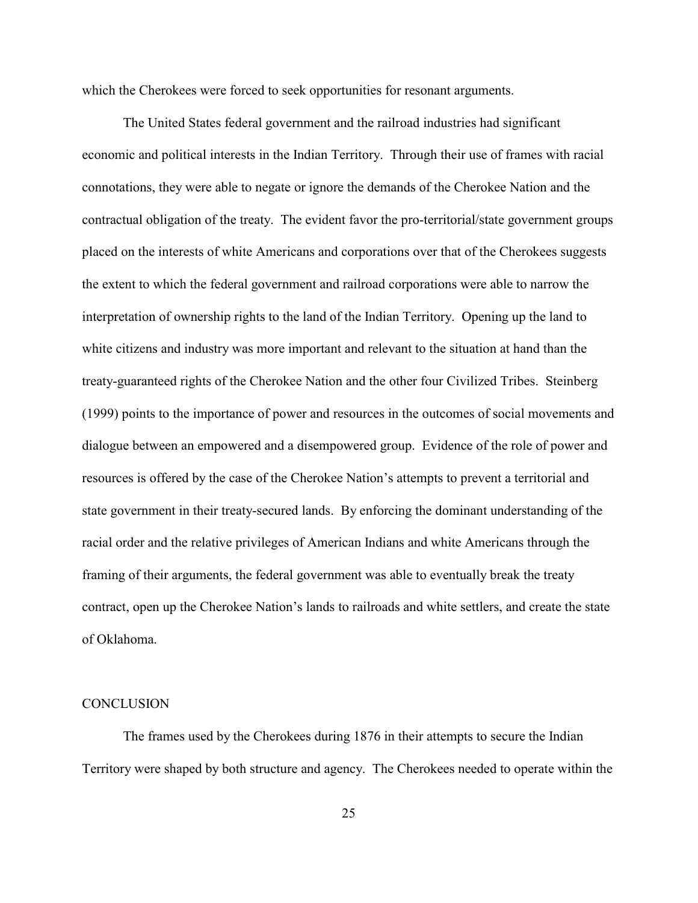which the Cherokees were forced to seek opportunities for resonant arguments.

The United States federal government and the railroad industries had significant economic and political interests in the Indian Territory. Through their use of frames with racial connotations, they were able to negate or ignore the demands of the Cherokee Nation and the contractual obligation of the treaty. The evident favor the pro-territorial/state government groups placed on the interests of white Americans and corporations over that of the Cherokees suggests the extent to which the federal government and railroad corporations were able to narrow the interpretation of ownership rights to the land of the Indian Territory. Opening up the land to white citizens and industry was more important and relevant to the situation at hand than the treaty-guaranteed rights of the Cherokee Nation and the other four Civilized Tribes. Steinberg (1999) points to the importance of power and resources in the outcomes of social movements and dialogue between an empowered and a disempowered group. Evidence of the role of power and resources is offered by the case of the Cherokee Nation's attempts to prevent a territorial and state government in their treaty-secured lands. By enforcing the dominant understanding of the racial order and the relative privileges of American Indians and white Americans through the framing of their arguments, the federal government was able to eventually break the treaty contract, open up the Cherokee Nation's lands to railroads and white settlers, and create the state of Oklahoma.

## CONCLUSION

The frames used by the Cherokees during 1876 in their attempts to secure the Indian Territory were shaped by both structure and agency. The Cherokees needed to operate within the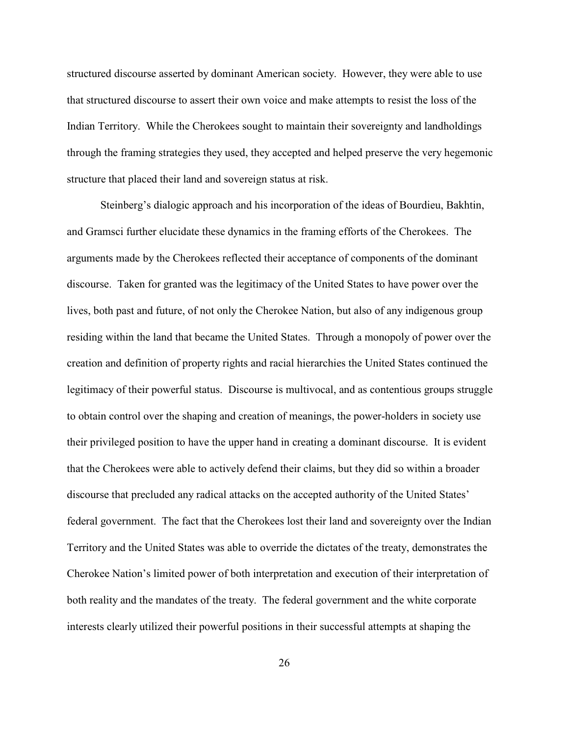structured discourse asserted by dominant American society. However, they were able to use that structured discourse to assert their own voice and make attempts to resist the loss of the Indian Territory. While the Cherokees sought to maintain their sovereignty and landholdings through the framing strategies they used, they accepted and helped preserve the very hegemonic structure that placed their land and sovereign status at risk.

Steinberg's dialogic approach and his incorporation of the ideas of Bourdieu, Bakhtin, and Gramsci further elucidate these dynamics in the framing efforts of the Cherokees. The arguments made by the Cherokees reflected their acceptance of components of the dominant discourse. Taken for granted was the legitimacy of the United States to have power over the lives, both past and future, of not only the Cherokee Nation, but also of any indigenous group residing within the land that became the United States. Through a monopoly of power over the creation and definition of property rights and racial hierarchies the United States continued the legitimacy of their powerful status. Discourse is multivocal, and as contentious groups struggle to obtain control over the shaping and creation of meanings, the power-holders in society use their privileged position to have the upper hand in creating a dominant discourse. It is evident that the Cherokees were able to actively defend their claims, but they did so within a broader discourse that precluded any radical attacks on the accepted authority of the United States' federal government. The fact that the Cherokees lost their land and sovereignty over the Indian Territory and the United States was able to override the dictates of the treaty, demonstrates the Cherokee Nation's limited power of both interpretation and execution of their interpretation of both reality and the mandates of the treaty. The federal government and the white corporate interests clearly utilized their powerful positions in their successful attempts at shaping the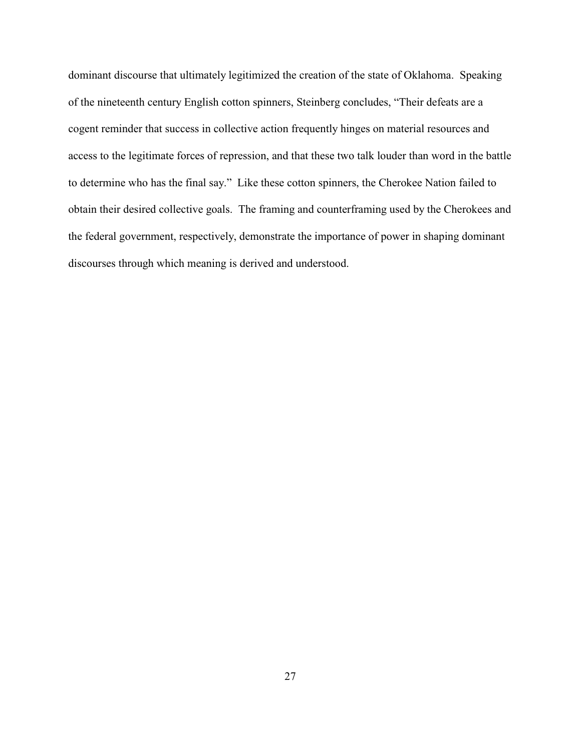dominant discourse that ultimately legitimized the creation of the state of Oklahoma. Speaking of the nineteenth century English cotton spinners, Steinberg concludes, "Their defeats are a cogent reminder that success in collective action frequently hinges on material resources and access to the legitimate forces of repression, and that these two talk louder than word in the battle to determine who has the final say." Like these cotton spinners, the Cherokee Nation failed to obtain their desired collective goals. The framing and counterframing used by the Cherokees and the federal government, respectively, demonstrate the importance of power in shaping dominant discourses through which meaning is derived and understood.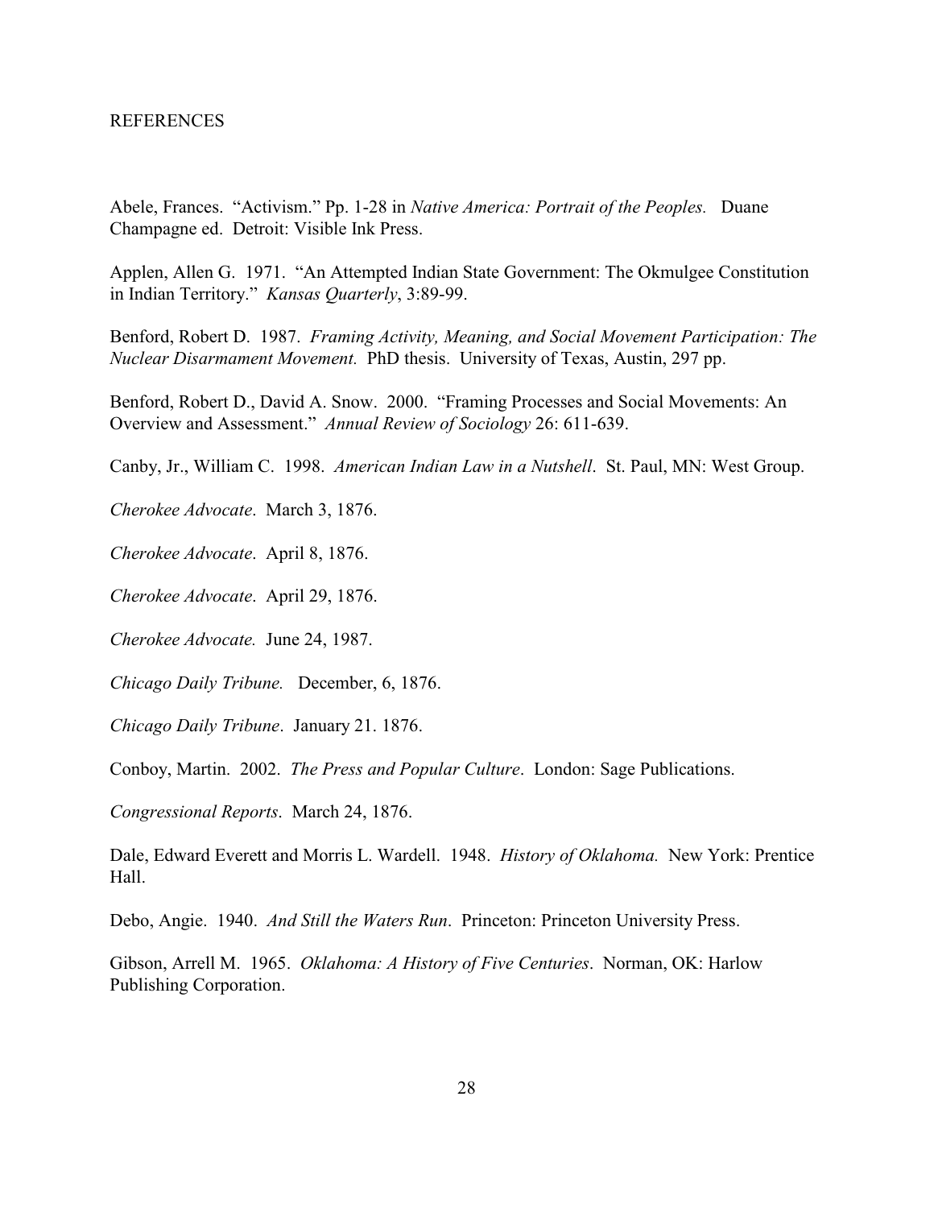# REFERENCES

Abele, Frances. "Activism." Pp. 1-28 in *Native America: Portrait of the Peoples.* Duane Champagne ed. Detroit: Visible Ink Press.

Applen, Allen G. 1971. "An Attempted Indian State Government: The Okmulgee Constitution in Indian Territory." *Kansas Quarterly*, 3:89-99.

Benford, Robert D. 1987. *Framing Activity, Meaning, and Social Movement Participation: The Nuclear Disarmament Movement.* PhD thesis. University of Texas, Austin, 297 pp.

Benford, Robert D., David A. Snow. 2000. "Framing Processes and Social Movements: An Overview and Assessment." *Annual Review of Sociology* 26: 611-639.

Canby, Jr., William C. 1998. *American Indian Law in a Nutshell*. St. Paul, MN: West Group.

*Cherokee Advocate*. March 3, 1876.

*Cherokee Advocate*. April 8, 1876.

*Cherokee Advocate*. April 29, 1876.

*Cherokee Advocate.* June 24, 1987.

*Chicago Daily Tribune.* December, 6, 1876.

*Chicago Daily Tribune*. January 21. 1876.

Conboy, Martin. 2002. *The Press and Popular Culture*. London: Sage Publications.

*Congressional Reports*. March 24, 1876.

Dale, Edward Everett and Morris L. Wardell. 1948. *History of Oklahoma.* New York: Prentice Hall.

Debo, Angie. 1940. *And Still the Waters Run*. Princeton: Princeton University Press.

Gibson, Arrell M. 1965. *Oklahoma: A History of Five Centuries*. Norman, OK: Harlow Publishing Corporation.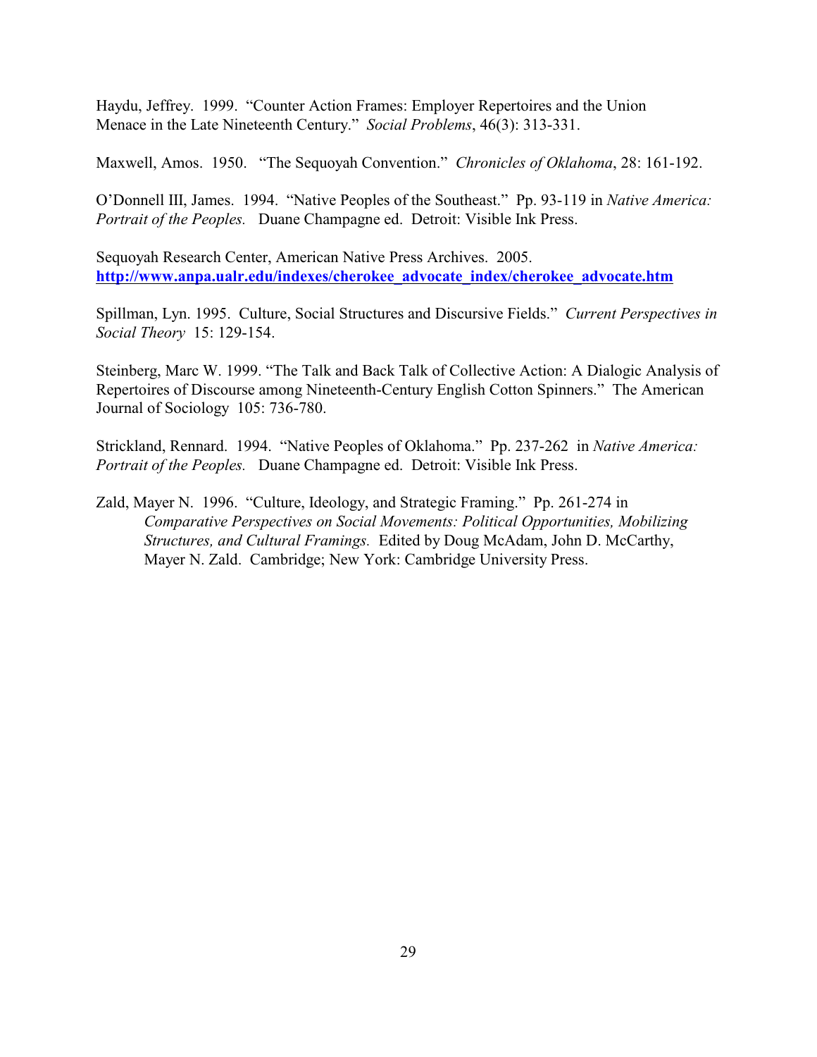Haydu, Jeffrey. 1999. "Counter Action Frames: Employer Repertoires and the Union Menace in the Late Nineteenth Century." *Social Problems*, 46(3): 313-331.

Maxwell, Amos. 1950. "The Sequoyah Convention." *Chronicles of Oklahoma*, 28: 161-192.

O'Donnell III, James. 1994. "Native Peoples of the Southeast." Pp. 93-119 in *Native America: Portrait of the Peoples.* Duane Champagne ed. Detroit: Visible Ink Press.

Sequoyah Research Center, American Native Press Archives. 2005. **http://www.anpa.ualr.edu/indexes/cherokee_advocate_index/cherokee_advocate.htm**

Spillman, Lyn. 1995. Culture, Social Structures and Discursive Fields." *Current Perspectives in Social Theory* 15: 129-154.

Steinberg, Marc W. 1999. "The Talk and Back Talk of Collective Action: A Dialogic Analysis of Repertoires of Discourse among Nineteenth-Century English Cotton Spinners." The American Journal of Sociology 105: 736-780.

Strickland, Rennard. 1994. "Native Peoples of Oklahoma." Pp. 237-262 in *Native America: Portrait of the Peoples.* Duane Champagne ed. Detroit: Visible Ink Press.

Zald, Mayer N. 1996. "Culture, Ideology, and Strategic Framing." Pp. 261-274 in *Comparative Perspectives on Social Movements: Political Opportunities, Mobilizing Structures, and Cultural Framings.* Edited by Doug McAdam, John D. McCarthy, Mayer N. Zald. Cambridge; New York: Cambridge University Press.